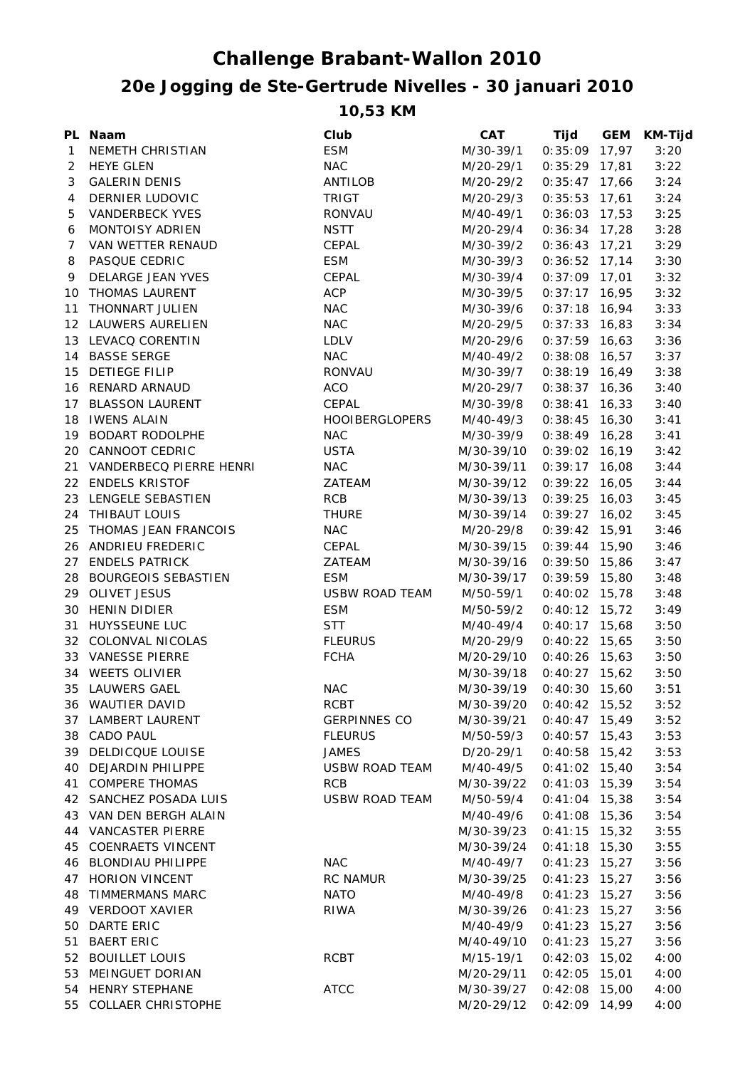# Challenge Brabant-Wallon 2010

## 20e Jogging de Ste-Gertrude Nivelles - 30 januari 2010

### 10,53 KM

| PL | Naam | Club | CAT | Tijd | GEM | KM-Tijd |
|---|---|---|---|---|---|---|
| 1 | NEMETH CHRISTIAN | ESM | M/30-39/1 | 0:35:09 | 17,97 | 3:20 |
| 2 | HEYE GLEN | NAC | M/20-29/1 | 0:35:29 | 17,81 | 3:22 |
| 3 | GALERIN DENIS | ANTILOB | M/20-29/2 | 0:35:47 | 17,66 | 3:24 |
| 4 | DERNIER LUDOVIC | TRIGT | M/20-29/3 | 0:35:53 | 17,61 | 3:24 |
| 5 | VANDERBECK YVES | RONVAU | M/40-49/1 | 0:36:03 | 17,53 | 3:25 |
| 6 | MONTOISY ADRIEN | NSTT | M/20-29/4 | 0:36:34 | 17,28 | 3:28 |
| 7 | VAN WETTER RENAUD | CEPAL | M/30-39/2 | 0:36:43 | 17,21 | 3:29 |
| 8 | PASQUE CEDRIC | ESM | M/30-39/3 | 0:36:52 | 17,14 | 3:30 |
| 9 | DELARGE JEAN YVES | CEPAL | M/30-39/4 | 0:37:09 | 17,01 | 3:32 |
| 10 | THOMAS LAURENT | ACP | M/30-39/5 | 0:37:17 | 16,95 | 3:32 |
| 11 | THONNART JULIEN | NAC | M/30-39/6 | 0:37:18 | 16,94 | 3:33 |
| 12 | LAUWERS AURELIEN | NAC | M/20-29/5 | 0:37:33 | 16,83 | 3:34 |
| 13 | LEVACQ CORENTIN | LDLV | M/20-29/6 | 0:37:59 | 16,63 | 3:36 |
| 14 | BASSE SERGE | NAC | M/40-49/2 | 0:38:08 | 16,57 | 3:37 |
| 15 | DETIEGE FILIP | RONVAU | M/30-39/7 | 0:38:19 | 16,49 | 3:38 |
| 16 | RENARD ARNAUD | ACO | M/20-29/7 | 0:38:37 | 16,36 | 3:40 |
| 17 | BLASSON LAURENT | CEPAL | M/30-39/8 | 0:38:41 | 16,33 | 3:40 |
| 18 | IWENS ALAIN | HOOIBERGLOPERS | M/40-49/3 | 0:38:45 | 16,30 | 3:41 |
| 19 | BODART RODOLPHE | NAC | M/30-39/9 | 0:38:49 | 16,28 | 3:41 |
| 20 | CANNOOT CEDRIC | USTA | M/30-39/10 | 0:39:02 | 16,19 | 3:42 |
| 21 | VANDERBECQ PIERRE HENRI | NAC | M/30-39/11 | 0:39:17 | 16,08 | 3:44 |
| 22 | ENDELS KRISTOF | ZATEAM | M/30-39/12 | 0:39:22 | 16,05 | 3:44 |
| 23 | LENGELE SEBASTIEN | RCB | M/30-39/13 | 0:39:25 | 16,03 | 3:45 |
| 24 | THIBAUT LOUIS | THURE | M/30-39/14 | 0:39:27 | 16,02 | 3:45 |
| 25 | THOMAS JEAN FRANCOIS | NAC | M/20-29/8 | 0:39:42 | 15,91 | 3:46 |
| 26 | ANDRIEU FREDERIC | CEPAL | M/30-39/15 | 0:39:44 | 15,90 | 3:46 |
| 27 | ENDELS PATRICK | ZATEAM | M/30-39/16 | 0:39:50 | 15,86 | 3:47 |
| 28 | BOURGEOIS SEBASTIEN | ESM | M/30-39/17 | 0:39:59 | 15,80 | 3:48 |
| 29 | OLIVET JESUS | USBW ROAD TEAM | M/50-59/1 | 0:40:02 | 15,78 | 3:48 |
| 30 | HENIN DIDIER | ESM | M/50-59/2 | 0:40:12 | 15,72 | 3:49 |
| 31 | HUYSSEUNE LUC | STT | M/40-49/4 | 0:40:17 | 15,68 | 3:50 |
| 32 | COLONVAL NICOLAS | FLEURUS | M/20-29/9 | 0:40:22 | 15,65 | 3:50 |
| 33 | VANESSE PIERRE | FCHA | M/20-29/10 | 0:40:26 | 15,63 | 3:50 |
| 34 | WEETS OLIVIER | | M/30-39/18 | 0:40:27 | 15,62 | 3:50 |
| 35 | LAUWERS GAEL | NAC | M/30-39/19 | 0:40:30 | 15,60 | 3:51 |
| 36 | WAUTIER DAVID | RCBT | M/30-39/20 | 0:40:42 | 15,52 | 3:52 |
| 37 | LAMBERT LAURENT | GERPINNES CO | M/30-39/21 | 0:40:47 | 15,49 | 3:52 |
| 38 | CADO PAUL | FLEURUS | M/50-59/3 | 0:40:57 | 15,43 | 3:53 |
| 39 | DELDICQUE LOUISE | JAMES | D/20-29/1 | 0:40:58 | 15,42 | 3:53 |
| 40 | DEJARDIN PHILIPPE | USBW ROAD TEAM | M/40-49/5 | 0:41:02 | 15,40 | 3:54 |
| 41 | COMPERE THOMAS | RCB | M/30-39/22 | 0:41:03 | 15,39 | 3:54 |
| 42 | SANCHEZ POSADA LUIS | USBW ROAD TEAM | M/50-59/4 | 0:41:04 | 15,38 | 3:54 |
| 43 | VAN DEN BERGH ALAIN | | M/40-49/6 | 0:41:08 | 15,36 | 3:54 |
| 44 | VANCASTER PIERRE | | M/30-39/23 | 0:41:15 | 15,32 | 3:55 |
| 45 | COENRAETS VINCENT | | M/30-39/24 | 0:41:18 | 15,30 | 3:55 |
| 46 | BLONDIAU PHILIPPE | NAC | M/40-49/7 | 0:41:23 | 15,27 | 3:56 |
| 47 | HORION VINCENT | RC NAMUR | M/30-39/25 | 0:41:23 | 15,27 | 3:56 |
| 48 | TIMMERMANS MARC | NATO | M/40-49/8 | 0:41:23 | 15,27 | 3:56 |
| 49 | VERDOOT XAVIER | RIWA | M/30-39/26 | 0:41:23 | 15,27 | 3:56 |
| 50 | DARTE ERIC | | M/40-49/9 | 0:41:23 | 15,27 | 3:56 |
| 51 | BAERT ERIC | | M/40-49/10 | 0:41:23 | 15,27 | 3:56 |
| 52 | BOUILLET LOUIS | RCBT | M/15-19/1 | 0:42:03 | 15,02 | 4:00 |
| 53 | MEINGUET DORIAN | | M/20-29/11 | 0:42:05 | 15,01 | 4:00 |
| 54 | HENRY STEPHANE | ATCC | M/30-39/27 | 0:42:08 | 15,00 | 4:00 |
| 55 | COLLAER CHRISTOPHE | | M/20-29/12 | 0:42:09 | 14,99 | 4:00 |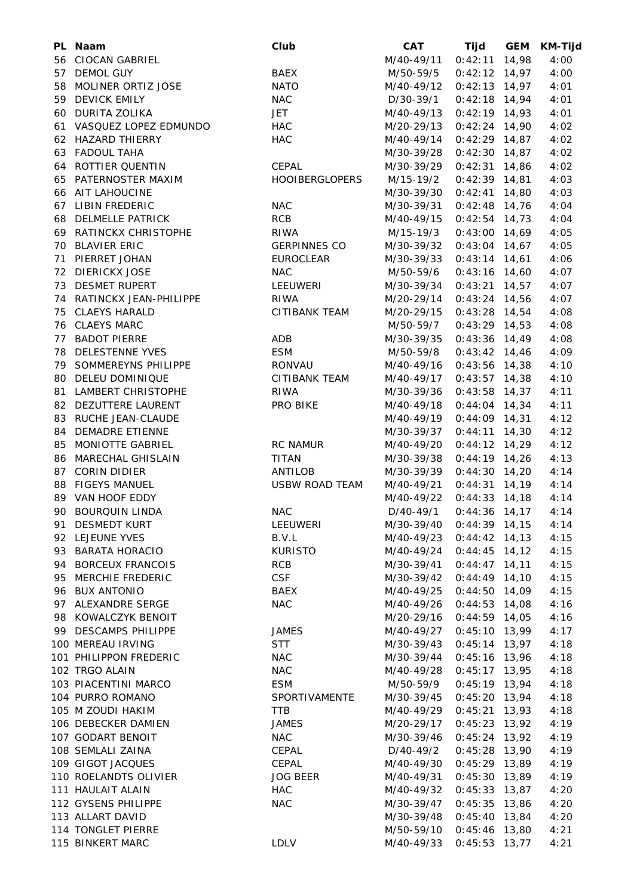| PL | Naam | Club | CAT | Tijd | GEM | KM-Tijd |
|---|---|---|---|---|---|---|
| 56 | CIOCAN GABRIEL | | M/40-49/11 | 0:42:11 | 14,98 | 4:00 |
| 57 | DEMOL GUY | BAEX | M/50-59/5 | 0:42:12 | 14,97 | 4:00 |
| 58 | MOLINER ORTIZ JOSE | NATO | M/40-49/12 | 0:42:13 | 14,97 | 4:01 |
| 59 | DEVICK EMILY | NAC | D/30-39/1 | 0:42:18 | 14,94 | 4:01 |
| 60 | DURITA ZOLIKA | JET | M/40-49/13 | 0:42:19 | 14,93 | 4:01 |
| 61 | VASQUEZ LOPEZ EDMUNDO | HAC | M/20-29/13 | 0:42:24 | 14,90 | 4:02 |
| 62 | HAZARD THIERRY | HAC | M/40-49/14 | 0:42:29 | 14,87 | 4:02 |
| 63 | FADOUL TAHA | | M/30-39/28 | 0:42:30 | 14,87 | 4:02 |
| 64 | ROTTIER QUENTIN | CEPAL | M/30-39/29 | 0:42:31 | 14,86 | 4:02 |
| 65 | PATERNOSTER MAXIM | HOOIBERGLOPERS | M/15-19/2 | 0:42:39 | 14,81 | 4:03 |
| 66 | AIT LAHOUCINE | | M/30-39/30 | 0:42:41 | 14,80 | 4:03 |
| 67 | LIBIN FREDERIC | NAC | M/30-39/31 | 0:42:48 | 14,76 | 4:04 |
| 68 | DELMELLE PATRICK | RCB | M/40-49/15 | 0:42:54 | 14,73 | 4:04 |
| 69 | RATINCKX CHRISTOPHE | RIWA | M/15-19/3 | 0:43:00 | 14,69 | 4:05 |
| 70 | BLAVIER ERIC | GERPINNES CO | M/30-39/32 | 0:43:04 | 14,67 | 4:05 |
| 71 | PIERRET JOHAN | EUROCLEAR | M/30-39/33 | 0:43:14 | 14,61 | 4:06 |
| 72 | DIERICKX JOSE | NAC | M/50-59/6 | 0:43:16 | 14,60 | 4:07 |
| 73 | DESMET RUPERT | LEEUWERI | M/30-39/34 | 0:43:21 | 14,57 | 4:07 |
| 74 | RATINCKX JEAN-PHILIPPE | RIWA | M/20-29/14 | 0:43:24 | 14,56 | 4:07 |
| 75 | CLAEYS HARALD | CITIBANK TEAM | M/20-29/15 | 0:43:28 | 14,54 | 4:08 |
| 76 | CLAEYS MARC | | M/50-59/7 | 0:43:29 | 14,53 | 4:08 |
| 77 | BADOT PIERRE | ADB | M/30-39/35 | 0:43:36 | 14,49 | 4:08 |
| 78 | DELESTENNE YVES | ESM | M/50-59/8 | 0:43:42 | 14,46 | 4:09 |
| 79 | SOMMEREYNS PHILIPPE | RONVAU | M/40-49/16 | 0:43:56 | 14,38 | 4:10 |
| 80 | DELEU DOMINIQUE | CITIBANK TEAM | M/40-49/17 | 0:43:57 | 14,38 | 4:10 |
| 81 | LAMBERT CHRISTOPHE | RIWA | M/30-39/36 | 0:43:58 | 14,37 | 4:11 |
| 82 | DEZUTTERE LAURENT | PRO BIKE | M/40-49/18 | 0:44:04 | 14,34 | 4:11 |
| 83 | RUCHE JEAN-CLAUDE | | M/40-49/19 | 0:44:09 | 14,31 | 4:12 |
| 84 | DEMADRE ETIENNE | | M/30-39/37 | 0:44:11 | 14,30 | 4:12 |
| 85 | MONIOTTE GABRIEL | RC NAMUR | M/40-49/20 | 0:44:12 | 14,29 | 4:12 |
| 86 | MARECHAL GHISLAIN | TITAN | M/30-39/38 | 0:44:19 | 14,26 | 4:13 |
| 87 | CORIN DIDIER | ANTILOB | M/30-39/39 | 0:44:30 | 14,20 | 4:14 |
| 88 | FIGEYS MANUEL | USBW ROAD TEAM | M/40-49/21 | 0:44:31 | 14,19 | 4:14 |
| 89 | VAN HOOF EDDY | | M/40-49/22 | 0:44:33 | 14,18 | 4:14 |
| 90 | BOURQUIN LINDA | NAC | D/40-49/1 | 0:44:36 | 14,17 | 4:14 |
| 91 | DESMEDT KURT | LEEUWERI | M/30-39/40 | 0:44:39 | 14,15 | 4:14 |
| 92 | LEJEUNE YVES | B.V.L | M/40-49/23 | 0:44:42 | 14,13 | 4:15 |
| 93 | BARATA HORACIO | KURISTO | M/40-49/24 | 0:44:45 | 14,12 | 4:15 |
| 94 | BORCEUX FRANCOIS | RCB | M/30-39/41 | 0:44:47 | 14,11 | 4:15 |
| 95 | MERCHIE FREDERIC | CSF | M/30-39/42 | 0:44:49 | 14,10 | 4:15 |
| 96 | BUX ANTONIO | BAEX | M/40-49/25 | 0:44:50 | 14,09 | 4:15 |
| 97 | ALEXANDRE SERGE | NAC | M/40-49/26 | 0:44:53 | 14,08 | 4:16 |
| 98 | KOWALCZYK BENOIT | | M/20-29/16 | 0:44:59 | 14,05 | 4:16 |
| 99 | DESCAMPS PHILIPPE | JAMES | M/40-49/27 | 0:45:10 | 13,99 | 4:17 |
| 100 | MEREAU IRVING | STT | M/30-39/43 | 0:45:14 | 13,97 | 4:18 |
| 101 | PHILIPPON FREDERIC | NAC | M/30-39/44 | 0:45:16 | 13,96 | 4:18 |
| 102 | TRGO ALAIN | NAC | M/40-49/28 | 0:45:17 | 13,95 | 4:18 |
| 103 | PIACENTINI MARCO | ESM | M/50-59/9 | 0:45:19 | 13,94 | 4:18 |
| 104 | PURRO ROMANO | SPORTIVAMENTE | M/30-39/45 | 0:45:20 | 13,94 | 4:18 |
| 105 | M ZOUDI HAKIM | TTB | M/40-49/29 | 0:45:21 | 13,93 | 4:18 |
| 106 | DEBECKER DAMIEN | JAMES | M/20-29/17 | 0:45:23 | 13,92 | 4:19 |
| 107 | GODART BENOIT | NAC | M/30-39/46 | 0:45:24 | 13,92 | 4:19 |
| 108 | SEMLALI ZAINA | CEPAL | D/40-49/2 | 0:45:28 | 13,90 | 4:19 |
| 109 | GIGOT JACQUES | CEPAL | M/40-49/30 | 0:45:29 | 13,89 | 4:19 |
| 110 | ROELANDTS OLIVIER | JOG BEER | M/40-49/31 | 0:45:30 | 13,89 | 4:19 |
| 111 | HAULAIT ALAIN | HAC | M/40-49/32 | 0:45:33 | 13,87 | 4:20 |
| 112 | GYSENS PHILIPPE | NAC | M/30-39/47 | 0:45:35 | 13,86 | 4:20 |
| 113 | ALLART DAVID | | M/30-39/48 | 0:45:40 | 13,84 | 4:20 |
| 114 | TONGLET PIERRE | | M/50-59/10 | 0:45:46 | 13,80 | 4:21 |
| 115 | BINKERT MARC | LDLV | M/40-49/33 | 0:45:53 | 13,77 | 4:21 |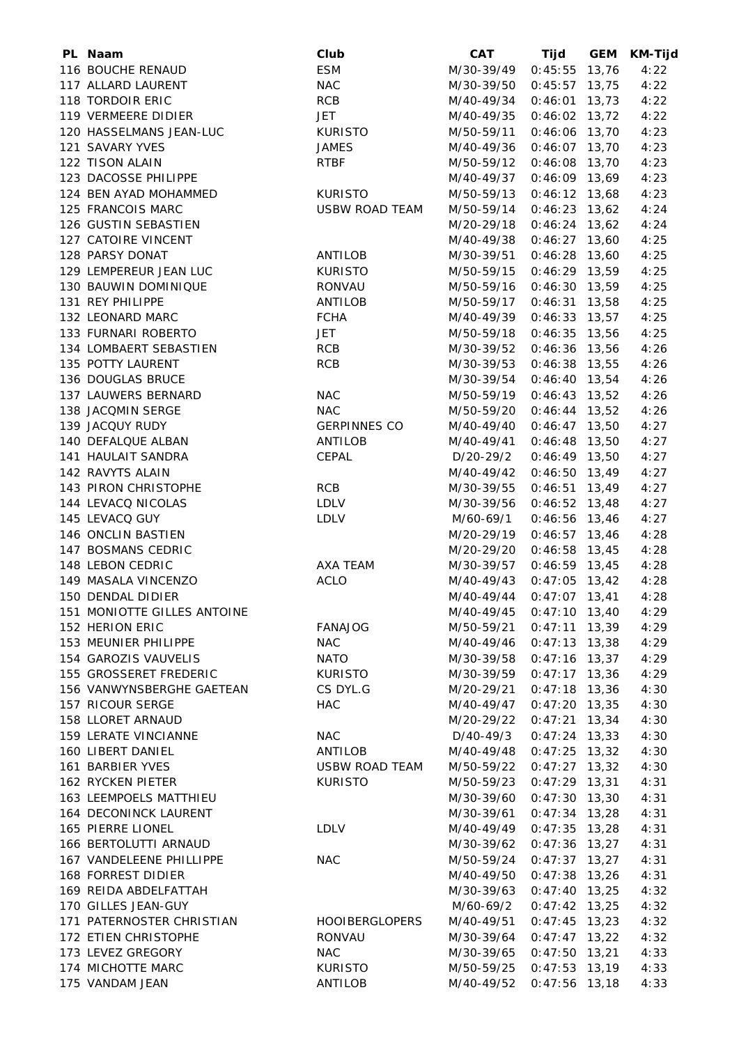| PL | Naam | Club | CAT | Tijd | GEM | KM-Tijd |
|---|---|---|---|---|---|---|
| 116 | BOUCHE RENAUD | ESM | M/30-39/49 | 0:45:55 | 13,76 | 4:22 |
| 117 | ALLARD LAURENT | NAC | M/30-39/50 | 0:45:57 | 13,75 | 4:22 |
| 118 | TORDOIR ERIC | RCB | M/40-49/34 | 0:46:01 | 13,73 | 4:22 |
| 119 | VERMEERE DIDIER | JET | M/40-49/35 | 0:46:02 | 13,72 | 4:22 |
| 120 | HASSELMANS JEAN-LUC | KURISTO | M/50-59/11 | 0:46:06 | 13,70 | 4:23 |
| 121 | SAVARY YVES | JAMES | M/40-49/36 | 0:46:07 | 13,70 | 4:23 |
| 122 | TISON ALAIN | RTBF | M/50-59/12 | 0:46:08 | 13,70 | 4:23 |
| 123 | DACOSSE PHILIPPE | | M/40-49/37 | 0:46:09 | 13,69 | 4:23 |
| 124 | BEN AYAD MOHAMMED | KURISTO | M/50-59/13 | 0:46:12 | 13,68 | 4:23 |
| 125 | FRANCOIS MARC | USBW ROAD TEAM | M/50-59/14 | 0:46:23 | 13,62 | 4:24 |
| 126 | GUSTIN SEBASTIEN | | M/20-29/18 | 0:46:24 | 13,62 | 4:24 |
| 127 | CATOIRE VINCENT | | M/40-49/38 | 0:46:27 | 13,60 | 4:25 |
| 128 | PARSY DONAT | ANTILOB | M/30-39/51 | 0:46:28 | 13,60 | 4:25 |
| 129 | LEMPEREUR JEAN LUC | KURISTO | M/50-59/15 | 0:46:29 | 13,59 | 4:25 |
| 130 | BAUWIN DOMINIQUE | RONVAU | M/50-59/16 | 0:46:30 | 13,59 | 4:25 |
| 131 | REY PHILIPPE | ANTILOB | M/50-59/17 | 0:46:31 | 13,58 | 4:25 |
| 132 | LEONARD MARC | FCHA | M/40-49/39 | 0:46:33 | 13,57 | 4:25 |
| 133 | FURNARI ROBERTO | JET | M/50-59/18 | 0:46:35 | 13,56 | 4:25 |
| 134 | LOMBAERT SEBASTIEN | RCB | M/30-39/52 | 0:46:36 | 13,56 | 4:26 |
| 135 | POTTY LAURENT | RCB | M/30-39/53 | 0:46:38 | 13,55 | 4:26 |
| 136 | DOUGLAS BRUCE | | M/30-39/54 | 0:46:40 | 13,54 | 4:26 |
| 137 | LAUWERS BERNARD | NAC | M/50-59/19 | 0:46:43 | 13,52 | 4:26 |
| 138 | JACQMIN SERGE | NAC | M/50-59/20 | 0:46:44 | 13,52 | 4:26 |
| 139 | JACQUY RUDY | GERPINNES CO | M/40-49/40 | 0:46:47 | 13,50 | 4:27 |
| 140 | DEFALQUE ALBAN | ANTILOB | M/40-49/41 | 0:46:48 | 13,50 | 4:27 |
| 141 | HAULAIT SANDRA | CEPAL | D/20-29/2 | 0:46:49 | 13,50 | 4:27 |
| 142 | RAVYTS ALAIN | | M/40-49/42 | 0:46:50 | 13,49 | 4:27 |
| 143 | PIRON CHRISTOPHE | RCB | M/30-39/55 | 0:46:51 | 13,49 | 4:27 |
| 144 | LEVACQ NICOLAS | LDLV | M/30-39/56 | 0:46:52 | 13,48 | 4:27 |
| 145 | LEVACQ GUY | LDLV | M/60-69/1 | 0:46:56 | 13,46 | 4:27 |
| 146 | ONCLIN BASTIEN | | M/20-29/19 | 0:46:57 | 13,46 | 4:28 |
| 147 | BOSMANS CEDRIC | | M/20-29/20 | 0:46:58 | 13,45 | 4:28 |
| 148 | LEBON CEDRIC | AXA TEAM | M/30-39/57 | 0:46:59 | 13,45 | 4:28 |
| 149 | MASALA VINCENZO | ACLO | M/40-49/43 | 0:47:05 | 13,42 | 4:28 |
| 150 | DENDAL DIDIER | | M/40-49/44 | 0:47:07 | 13,41 | 4:28 |
| 151 | MONIOTTE GILLES ANTOINE | | M/40-49/45 | 0:47:10 | 13,40 | 4:29 |
| 152 | HERION ERIC | FANAJOG | M/50-59/21 | 0:47:11 | 13,39 | 4:29 |
| 153 | MEUNIER PHILIPPE | NAC | M/40-49/46 | 0:47:13 | 13,38 | 4:29 |
| 154 | GAROZIS VAUVELIS | NATO | M/30-39/58 | 0:47:16 | 13,37 | 4:29 |
| 155 | GROSSERET FREDERIC | KURISTO | M/30-39/59 | 0:47:17 | 13,36 | 4:29 |
| 156 | VANWYNSBERGHE GAETEAN | CS DYL.G | M/20-29/21 | 0:47:18 | 13,36 | 4:30 |
| 157 | RICOUR SERGE | HAC | M/40-49/47 | 0:47:20 | 13,35 | 4:30 |
| 158 | LLORET ARNAUD | | M/20-29/22 | 0:47:21 | 13,34 | 4:30 |
| 159 | LERATE VINCIANNE | NAC | D/40-49/3 | 0:47:24 | 13,33 | 4:30 |
| 160 | LIBERT DANIEL | ANTILOB | M/40-49/48 | 0:47:25 | 13,32 | 4:30 |
| 161 | BARBIER YVES | USBW ROAD TEAM | M/50-59/22 | 0:47:27 | 13,32 | 4:30 |
| 162 | RYCKEN PIETER | KURISTO | M/50-59/23 | 0:47:29 | 13,31 | 4:31 |
| 163 | LEEMPOELS MATTHIEU | | M/30-39/60 | 0:47:30 | 13,30 | 4:31 |
| 164 | DECONINCK LAURENT | | M/30-39/61 | 0:47:34 | 13,28 | 4:31 |
| 165 | PIERRE LIONEL | LDLV | M/40-49/49 | 0:47:35 | 13,28 | 4:31 |
| 166 | BERTOLUTTI ARNAUD | | M/30-39/62 | 0:47:36 | 13,27 | 4:31 |
| 167 | VANDELEENE PHILLIPPE | NAC | M/50-59/24 | 0:47:37 | 13,27 | 4:31 |
| 168 | FORREST DIDIER | | M/40-49/50 | 0:47:38 | 13,26 | 4:31 |
| 169 | REIDA ABDELFATTAH | | M/30-39/63 | 0:47:40 | 13,25 | 4:32 |
| 170 | GILLES JEAN-GUY | | M/60-69/2 | 0:47:42 | 13,25 | 4:32 |
| 171 | PATERNOSTER CHRISTIAN | HOOIBERGLOPERS | M/40-49/51 | 0:47:45 | 13,23 | 4:32 |
| 172 | ETIEN CHRISTOPHE | RONVAU | M/30-39/64 | 0:47:47 | 13,22 | 4:32 |
| 173 | LEVEZ GREGORY | NAC | M/30-39/65 | 0:47:50 | 13,21 | 4:33 |
| 174 | MICHOTTE MARC | KURISTO | M/50-59/25 | 0:47:53 | 13,19 | 4:33 |
| 175 | VANDAM JEAN | ANTILOB | M/40-49/52 | 0:47:56 | 13,18 | 4:33 |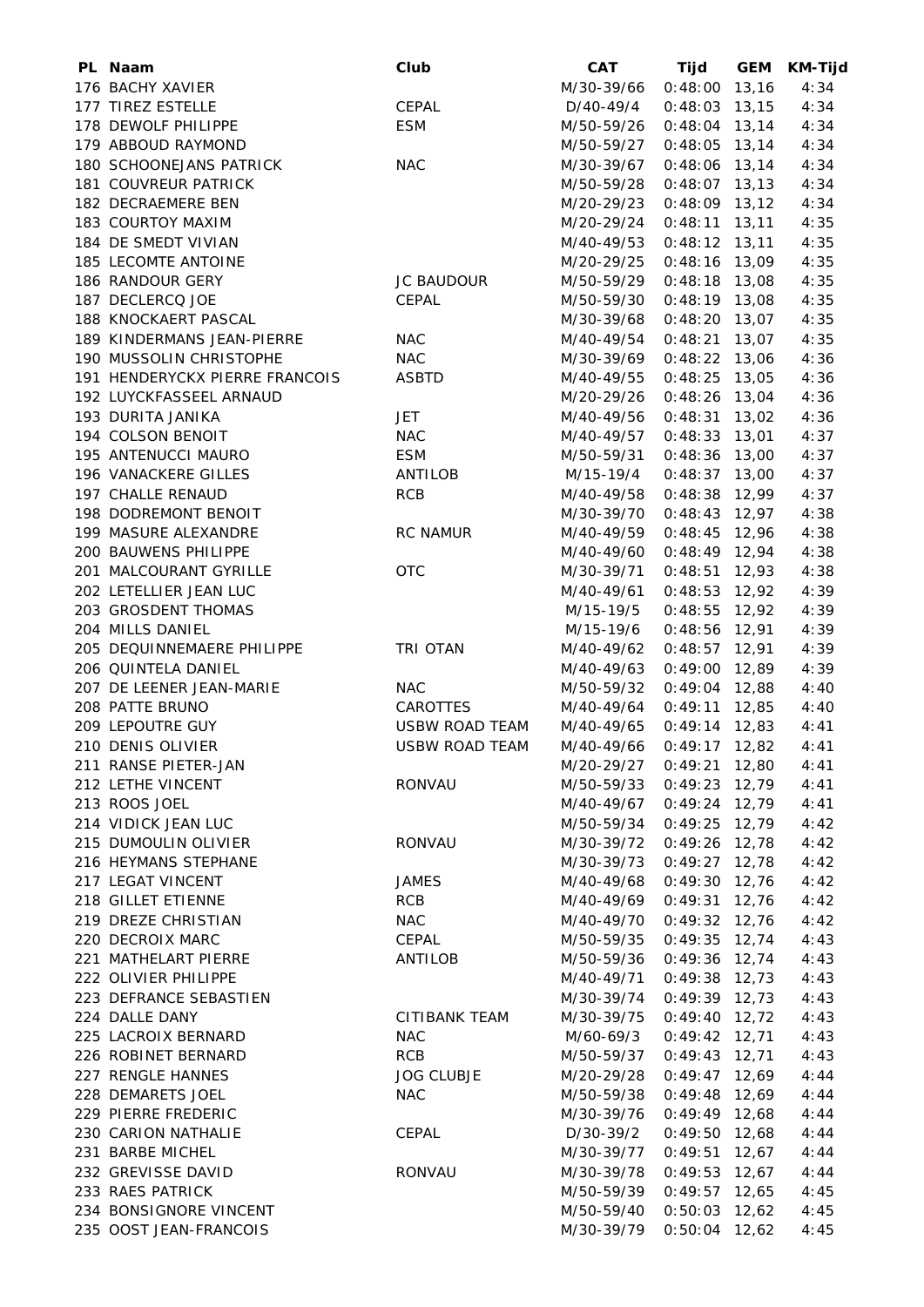| PL | Naam | Club | CAT | Tijd | GEM | KM-Tijd |
|---|---|---|---|---|---|---|
| 176 | BACHY XAVIER | | M/30-39/66 | 0:48:00 | 13,16 | 4:34 |
| 177 | TIREZ ESTELLE | CEPAL | D/40-49/4 | 0:48:03 | 13,15 | 4:34 |
| 178 | DEWOLF PHILIPPE | ESM | M/50-59/26 | 0:48:04 | 13,14 | 4:34 |
| 179 | ABBOUD RAYMOND | | M/50-59/27 | 0:48:05 | 13,14 | 4:34 |
| 180 | SCHOONEJANS PATRICK | NAC | M/30-39/67 | 0:48:06 | 13,14 | 4:34 |
| 181 | COUVREUR PATRICK | | M/50-59/28 | 0:48:07 | 13,13 | 4:34 |
| 182 | DECRAEMERE BEN | | M/20-29/23 | 0:48:09 | 13,12 | 4:34 |
| 183 | COURTOY MAXIM | | M/20-29/24 | 0:48:11 | 13,11 | 4:35 |
| 184 | DE SMEDT VIVIAN | | M/40-49/53 | 0:48:12 | 13,11 | 4:35 |
| 185 | LECOMTE ANTOINE | | M/20-29/25 | 0:48:16 | 13,09 | 4:35 |
| 186 | RANDOUR GERY | JC BAUDOUR | M/50-59/29 | 0:48:18 | 13,08 | 4:35 |
| 187 | DECLERCQ JOE | CEPAL | M/50-59/30 | 0:48:19 | 13,08 | 4:35 |
| 188 | KNOCKAERT PASCAL | | M/30-39/68 | 0:48:20 | 13,07 | 4:35 |
| 189 | KINDERMANS JEAN-PIERRE | NAC | M/40-49/54 | 0:48:21 | 13,07 | 4:35 |
| 190 | MUSSOLIN CHRISTOPHE | NAC | M/30-39/69 | 0:48:22 | 13,06 | 4:36 |
| 191 | HENDERYCKX PIERRE FRANCOIS | ASBTD | M/40-49/55 | 0:48:25 | 13,05 | 4:36 |
| 192 | LUYCKFASSEEL ARNAUD | | M/20-29/26 | 0:48:26 | 13,04 | 4:36 |
| 193 | DURITA JANIKA | JET | M/40-49/56 | 0:48:31 | 13,02 | 4:36 |
| 194 | COLSON BENOIT | NAC | M/40-49/57 | 0:48:33 | 13,01 | 4:37 |
| 195 | ANTENUCCI MAURO | ESM | M/50-59/31 | 0:48:36 | 13,00 | 4:37 |
| 196 | VANACKERE GILLES | ANTILOB | M/15-19/4 | 0:48:37 | 13,00 | 4:37 |
| 197 | CHALLE RENAUD | RCB | M/40-49/58 | 0:48:38 | 12,99 | 4:37 |
| 198 | DODREMONT BENOIT | | M/30-39/70 | 0:48:43 | 12,97 | 4:38 |
| 199 | MASURE ALEXANDRE | RC NAMUR | M/40-49/59 | 0:48:45 | 12,96 | 4:38 |
| 200 | BAUWENS PHILIPPE | | M/40-49/60 | 0:48:49 | 12,94 | 4:38 |
| 201 | MALCOURANT GYRILLE | OTC | M/30-39/71 | 0:48:51 | 12,93 | 4:38 |
| 202 | LETELLIER JEAN LUC | | M/40-49/61 | 0:48:53 | 12,92 | 4:39 |
| 203 | GROSDENT THOMAS | | M/15-19/5 | 0:48:55 | 12,92 | 4:39 |
| 204 | MILLS DANIEL | | M/15-19/6 | 0:48:56 | 12,91 | 4:39 |
| 205 | DEQUINNEMAERE PHILIPPE | TRI OTAN | M/40-49/62 | 0:48:57 | 12,91 | 4:39 |
| 206 | QUINTELA DANIEL | | M/40-49/63 | 0:49:00 | 12,89 | 4:39 |
| 207 | DE LEENER JEAN-MARIE | NAC | M/50-59/32 | 0:49:04 | 12,88 | 4:40 |
| 208 | PATTE BRUNO | CAROTTES | M/40-49/64 | 0:49:11 | 12,85 | 4:40 |
| 209 | LEPOUTRE GUY | USBW ROAD TEAM | M/40-49/65 | 0:49:14 | 12,83 | 4:41 |
| 210 | DENIS OLIVIER | USBW ROAD TEAM | M/40-49/66 | 0:49:17 | 12,82 | 4:41 |
| 211 | RANSE PIETER-JAN | | M/20-29/27 | 0:49:21 | 12,80 | 4:41 |
| 212 | LETHE VINCENT | RONVAU | M/50-59/33 | 0:49:23 | 12,79 | 4:41 |
| 213 | ROOS JOEL | | M/40-49/67 | 0:49:24 | 12,79 | 4:41 |
| 214 | VIDICK JEAN LUC | | M/50-59/34 | 0:49:25 | 12,79 | 4:42 |
| 215 | DUMOULIN OLIVIER | RONVAU | M/30-39/72 | 0:49:26 | 12,78 | 4:42 |
| 216 | HEYMANS STEPHANE | | M/30-39/73 | 0:49:27 | 12,78 | 4:42 |
| 217 | LEGAT VINCENT | JAMES | M/40-49/68 | 0:49:30 | 12,76 | 4:42 |
| 218 | GILLET ETIENNE | RCB | M/40-49/69 | 0:49:31 | 12,76 | 4:42 |
| 219 | DREZE CHRISTIAN | NAC | M/40-49/70 | 0:49:32 | 12,76 | 4:42 |
| 220 | DECROIX MARC | CEPAL | M/50-59/35 | 0:49:35 | 12,74 | 4:43 |
| 221 | MATHELART PIERRE | ANTILOB | M/50-59/36 | 0:49:36 | 12,74 | 4:43 |
| 222 | OLIVIER PHILIPPE | | M/40-49/71 | 0:49:38 | 12,73 | 4:43 |
| 223 | DEFRANCE SEBASTIEN | | M/30-39/74 | 0:49:39 | 12,73 | 4:43 |
| 224 | DALLE DANY | CITIBANK TEAM | M/30-39/75 | 0:49:40 | 12,72 | 4:43 |
| 225 | LACROIX BERNARD | NAC | M/60-69/3 | 0:49:42 | 12,71 | 4:43 |
| 226 | ROBINET BERNARD | RCB | M/50-59/37 | 0:49:43 | 12,71 | 4:43 |
| 227 | RENGLE HANNES | JOG CLUBJE | M/20-29/28 | 0:49:47 | 12,69 | 4:44 |
| 228 | DEMARETS JOEL | NAC | M/50-59/38 | 0:49:48 | 12,69 | 4:44 |
| 229 | PIERRE FREDERIC | | M/30-39/76 | 0:49:49 | 12,68 | 4:44 |
| 230 | CARION NATHALIE | CEPAL | D/30-39/2 | 0:49:50 | 12,68 | 4:44 |
| 231 | BARBE MICHEL | | M/30-39/77 | 0:49:51 | 12,67 | 4:44 |
| 232 | GREVISSE DAVID | RONVAU | M/30-39/78 | 0:49:53 | 12,67 | 4:44 |
| 233 | RAES PATRICK | | M/50-59/39 | 0:49:57 | 12,65 | 4:45 |
| 234 | BONSIGNORE VINCENT | | M/50-59/40 | 0:50:03 | 12,62 | 4:45 |
| 235 | OOST JEAN-FRANCOIS | | M/30-39/79 | 0:50:04 | 12,62 | 4:45 |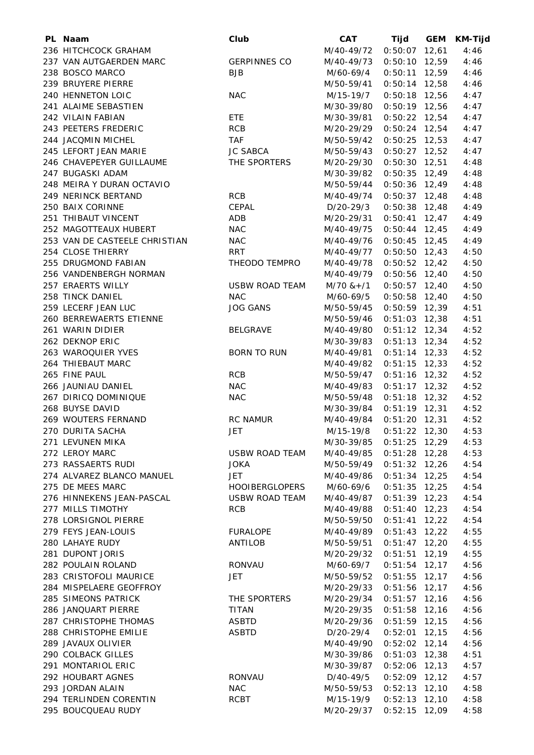| PL | Naam | Club | CAT | Tijd | GEM | KM-Tijd |
|---|---|---|---|---|---|---|
| 236 | HITCHCOCK GRAHAM | | M/40-49/72 | 0:50:07 | 12,61 | 4:46 |
| 237 | VAN AUTGAERDEN MARC | GERPINNES CO | M/40-49/73 | 0:50:10 | 12,59 | 4:46 |
| 238 | BOSCO MARCO | BJB | M/60-69/4 | 0:50:11 | 12,59 | 4:46 |
| 239 | BRUYERE PIERRE | | M/50-59/41 | 0:50:14 | 12,58 | 4:46 |
| 240 | HENNETON LOIC | NAC | M/15-19/7 | 0:50:18 | 12,56 | 4:47 |
| 241 | ALAIME SEBASTIEN | | M/30-39/80 | 0:50:19 | 12,56 | 4:47 |
| 242 | VILAIN FABIAN | ETE | M/30-39/81 | 0:50:22 | 12,54 | 4:47 |
| 243 | PEETERS FREDERIC | RCB | M/20-29/29 | 0:50:24 | 12,54 | 4:47 |
| 244 | JACQMIN MICHEL | TAF | M/50-59/42 | 0:50:25 | 12,53 | 4:47 |
| 245 | LEFORT JEAN MARIE | JC SABCA | M/50-59/43 | 0:50:27 | 12,52 | 4:47 |
| 246 | CHAVEPEYER GUILLAUME | THE SPORTERS | M/20-29/30 | 0:50:30 | 12,51 | 4:48 |
| 247 | BUGASKI ADAM | | M/30-39/82 | 0:50:35 | 12,49 | 4:48 |
| 248 | MEIRA Y DURAN OCTAVIO | | M/50-59/44 | 0:50:36 | 12,49 | 4:48 |
| 249 | NERINCK BERTAND | RCB | M/40-49/74 | 0:50:37 | 12,48 | 4:48 |
| 250 | BAIX CORINNE | CEPAL | D/20-29/3 | 0:50:38 | 12,48 | 4:49 |
| 251 | THIBAUT VINCENT | ADB | M/20-29/31 | 0:50:41 | 12,47 | 4:49 |
| 252 | MAGOTTEAUX HUBERT | NAC | M/40-49/75 | 0:50:44 | 12,45 | 4:49 |
| 253 | VAN DE CASTEELE CHRISTIAN | NAC | M/40-49/76 | 0:50:45 | 12,45 | 4:49 |
| 254 | CLOSE THIERRY | RRT | M/40-49/77 | 0:50:50 | 12,43 | 4:50 |
| 255 | DRUGMOND FABIAN | THEODO TEMPRO | M/40-49/78 | 0:50:52 | 12,42 | 4:50 |
| 256 | VANDENBERGH NORMAN | | M/40-49/79 | 0:50:56 | 12,40 | 4:50 |
| 257 | ERAERTS WILLY | USBW ROAD TEAM | M/70 &+/1 | 0:50:57 | 12,40 | 4:50 |
| 258 | TINCK DANIEL | NAC | M/60-69/5 | 0:50:58 | 12,40 | 4:50 |
| 259 | LECERF JEAN LUC | JOG GANS | M/50-59/45 | 0:50:59 | 12,39 | 4:51 |
| 260 | BERREWAERTS ETIENNE | | M/50-59/46 | 0:51:03 | 12,38 | 4:51 |
| 261 | WARIN DIDIER | BELGRAVE | M/40-49/80 | 0:51:12 | 12,34 | 4:52 |
| 262 | DEKNOP ERIC | | M/30-39/83 | 0:51:13 | 12,34 | 4:52 |
| 263 | WAROQUIER YVES | BORN TO RUN | M/40-49/81 | 0:51:14 | 12,33 | 4:52 |
| 264 | THIEBAUT MARC | | M/40-49/82 | 0:51:15 | 12,33 | 4:52 |
| 265 | FINE PAUL | RCB | M/50-59/47 | 0:51:16 | 12,32 | 4:52 |
| 266 | JAUNIAU DANIEL | NAC | M/40-49/83 | 0:51:17 | 12,32 | 4:52 |
| 267 | DIRICQ DOMINIQUE | NAC | M/50-59/48 | 0:51:18 | 12,32 | 4:52 |
| 268 | BUYSE DAVID | | M/30-39/84 | 0:51:19 | 12,31 | 4:52 |
| 269 | WOUTERS FERNAND | RC NAMUR | M/40-49/84 | 0:51:20 | 12,31 | 4:52 |
| 270 | DURITA SACHA | JET | M/15-19/8 | 0:51:22 | 12,30 | 4:53 |
| 271 | LEVUNEN MIKA | | M/30-39/85 | 0:51:25 | 12,29 | 4:53 |
| 272 | LEROY MARC | USBW ROAD TEAM | M/40-49/85 | 0:51:28 | 12,28 | 4:53 |
| 273 | RASSAERTS RUDI | JOKA | M/50-59/49 | 0:51:32 | 12,26 | 4:54 |
| 274 | ALVAREZ BLANCO MANUEL | JET | M/40-49/86 | 0:51:34 | 12,25 | 4:54 |
| 275 | DE MEES MARC | HOOIBERGLOPERS | M/60-69/6 | 0:51:35 | 12,25 | 4:54 |
| 276 | HINNEKENS JEAN-PASCAL | USBW ROAD TEAM | M/40-49/87 | 0:51:39 | 12,23 | 4:54 |
| 277 | MILLS TIMOTHY | RCB | M/40-49/88 | 0:51:40 | 12,23 | 4:54 |
| 278 | LORSIGNOL PIERRE | | M/50-59/50 | 0:51:41 | 12,22 | 4:54 |
| 279 | FEYS JEAN-LOUIS | FURALOPE | M/40-49/89 | 0:51:43 | 12,22 | 4:55 |
| 280 | LAHAYE RUDY | ANTILOB | M/50-59/51 | 0:51:47 | 12,20 | 4:55 |
| 281 | DUPONT JORIS | | M/20-29/32 | 0:51:51 | 12,19 | 4:55 |
| 282 | POULAIN ROLAND | RONVAU | M/60-69/7 | 0:51:54 | 12,17 | 4:56 |
| 283 | CRISTOFOLI MAURICE | JET | M/50-59/52 | 0:51:55 | 12,17 | 4:56 |
| 284 | MISPELAERE GEOFFROY | | M/20-29/33 | 0:51:56 | 12,17 | 4:56 |
| 285 | SIMEONS PATRICK | THE SPORTERS | M/20-29/34 | 0:51:57 | 12,16 | 4:56 |
| 286 | JANQUART PIERRE | TITAN | M/20-29/35 | 0:51:58 | 12,16 | 4:56 |
| 287 | CHRISTOPHE THOMAS | ASBTD | M/20-29/36 | 0:51:59 | 12,15 | 4:56 |
| 288 | CHRISTOPHE EMILIE | ASBTD | D/20-29/4 | 0:52:01 | 12,15 | 4:56 |
| 289 | JAVAUX OLIVIER | | M/40-49/90 | 0:52:02 | 12,14 | 4:56 |
| 290 | COLBACK GILLES | | M/30-39/86 | 0:51:03 | 12,38 | 4:51 |
| 291 | MONTARIOL ERIC | | M/30-39/87 | 0:52:06 | 12,13 | 4:57 |
| 292 | HOUBART AGNES | RONVAU | D/40-49/5 | 0:52:09 | 12,12 | 4:57 |
| 293 | JORDAN ALAIN | NAC | M/50-59/53 | 0:52:13 | 12,10 | 4:58 |
| 294 | TERLINDEN CORENTIN | RCBT | M/15-19/9 | 0:52:13 | 12,10 | 4:58 |
| 295 | BOUCQUEAU RUDY | | M/20-29/37 | 0:52:15 | 12,09 | 4:58 |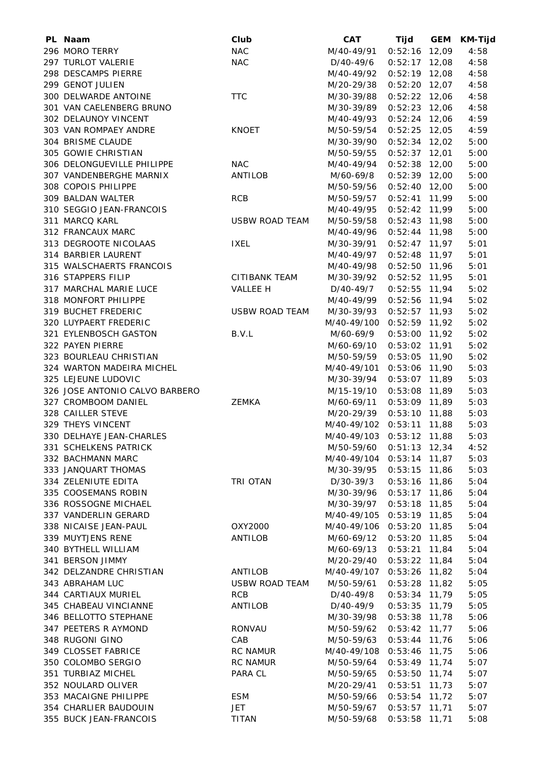| PL | Naam | Club | CAT | Tijd | GEM | KM-Tijd |
|---|---|---|---|---|---|---|
| 296 | MORO TERRY | NAC | M/40-49/91 | 0:52:16 | 12,09 | 4:58 |
| 297 | TURLOT VALERIE | NAC | D/40-49/6 | 0:52:17 | 12,08 | 4:58 |
| 298 | DESCAMPS PIERRE | | M/40-49/92 | 0:52:19 | 12,08 | 4:58 |
| 299 | GENOT JULIEN | | M/20-29/38 | 0:52:20 | 12,07 | 4:58 |
| 300 | DELWARDE ANTOINE | TTC | M/30-39/88 | 0:52:22 | 12,06 | 4:58 |
| 301 | VAN CAELENBERG BRUNO | | M/30-39/89 | 0:52:23 | 12,06 | 4:58 |
| 302 | DELAUNOY VINCENT | | M/40-49/93 | 0:52:24 | 12,06 | 4:59 |
| 303 | VAN ROMPAEY ANDRE | KNOET | M/50-59/54 | 0:52:25 | 12,05 | 4:59 |
| 304 | BRISME CLAUDE | | M/30-39/90 | 0:52:34 | 12,02 | 5:00 |
| 305 | GOWIE CHRISTIAN | | M/50-59/55 | 0:52:37 | 12,01 | 5:00 |
| 306 | DELONGUEVILLE PHILIPPE | NAC | M/40-49/94 | 0:52:38 | 12,00 | 5:00 |
| 307 | VANDENBERGHE MARNIX | ANTILOB | M/60-69/8 | 0:52:39 | 12,00 | 5:00 |
| 308 | COPOIS PHILIPPE | | M/50-59/56 | 0:52:40 | 12,00 | 5:00 |
| 309 | BALDAN WALTER | RCB | M/50-59/57 | 0:52:41 | 11,99 | 5:00 |
| 310 | SEGGIO JEAN-FRANCOIS | | M/40-49/95 | 0:52:42 | 11,99 | 5:00 |
| 311 | MARCQ KARL | USBW ROAD TEAM | M/50-59/58 | 0:52:43 | 11,98 | 5:00 |
| 312 | FRANCAUX MARC | | M/40-49/96 | 0:52:44 | 11,98 | 5:00 |
| 313 | DEGROOTE NICOLAAS | IXEL | M/30-39/91 | 0:52:47 | 11,97 | 5:01 |
| 314 | BARBIER LAURENT | | M/40-49/97 | 0:52:48 | 11,97 | 5:01 |
| 315 | WALSCHAERTS FRANCOIS | | M/40-49/98 | 0:52:50 | 11,96 | 5:01 |
| 316 | STAPPERS FILIP | CITIBANK TEAM | M/30-39/92 | 0:52:52 | 11,95 | 5:01 |
| 317 | MARCHAL MARIE LUCE | VALLEE H | D/40-49/7 | 0:52:55 | 11,94 | 5:02 |
| 318 | MONFORT PHILIPPE | | M/40-49/99 | 0:52:56 | 11,94 | 5:02 |
| 319 | BUCHET FREDERIC | USBW ROAD TEAM | M/30-39/93 | 0:52:57 | 11,93 | 5:02 |
| 320 | LUYPAERT FREDERIC | | M/40-49/100 | 0:52:59 | 11,92 | 5:02 |
| 321 | EYLENBOSCH GASTON | B.V.L | M/60-69/9 | 0:53:00 | 11,92 | 5:02 |
| 322 | PAYEN PIERRE | | M/60-69/10 | 0:53:02 | 11,91 | 5:02 |
| 323 | BOURLEAU CHRISTIAN | | M/50-59/59 | 0:53:05 | 11,90 | 5:02 |
| 324 | WARTON MADEIRA MICHEL | | M/40-49/101 | 0:53:06 | 11,90 | 5:03 |
| 325 | LEJEUNE LUDOVIC | | M/30-39/94 | 0:53:07 | 11,89 | 5:03 |
| 326 | JOSE ANTONIO CALVO BARBERO | | M/15-19/10 | 0:53:08 | 11,89 | 5:03 |
| 327 | CROMBOOM DANIEL | ZEMKA | M/60-69/11 | 0:53:09 | 11,89 | 5:03 |
| 328 | CAILLER STEVE | | M/20-29/39 | 0:53:10 | 11,88 | 5:03 |
| 329 | THEYS VINCENT | | M/40-49/102 | 0:53:11 | 11,88 | 5:03 |
| 330 | DELHAYE JEAN-CHARLES | | M/40-49/103 | 0:53:12 | 11,88 | 5:03 |
| 331 | SCHELKENS PATRICK | | M/50-59/60 | 0:51:13 | 12,34 | 4:52 |
| 332 | BACHMANN MARC | | M/40-49/104 | 0:53:14 | 11,87 | 5:03 |
| 333 | JANQUART THOMAS | | M/30-39/95 | 0:53:15 | 11,86 | 5:03 |
| 334 | ZELENIUTE EDITA | TRI OTAN | D/30-39/3 | 0:53:16 | 11,86 | 5:04 |
| 335 | COOSEMANS ROBIN | | M/30-39/96 | 0:53:17 | 11,86 | 5:04 |
| 336 | ROSSOGNE MICHAEL | | M/30-39/97 | 0:53:18 | 11,85 | 5:04 |
| 337 | VANDERLIN GERARD | | M/40-49/105 | 0:53:19 | 11,85 | 5:04 |
| 338 | NICAISE JEAN-PAUL | OXY2000 | M/40-49/106 | 0:53:20 | 11,85 | 5:04 |
| 339 | MUYTJENS RENE | ANTILOB | M/60-69/12 | 0:53:20 | 11,85 | 5:04 |
| 340 | BYTHELL WILLIAM | | M/60-69/13 | 0:53:21 | 11,84 | 5:04 |
| 341 | BERSON JIMMY | | M/20-29/40 | 0:53:22 | 11,84 | 5:04 |
| 342 | DELZANDRE CHRISTIAN | ANTILOB | M/40-49/107 | 0:53:26 | 11,82 | 5:04 |
| 343 | ABRAHAM LUC | USBW ROAD TEAM | M/50-59/61 | 0:53:28 | 11,82 | 5:05 |
| 344 | CARTIAUX MURIEL | RCB | D/40-49/8 | 0:53:34 | 11,79 | 5:05 |
| 345 | CHABEAU VINCIANNE | ANTILOB | D/40-49/9 | 0:53:35 | 11,79 | 5:05 |
| 346 | BELLOTTO STEPHANE | | M/30-39/98 | 0:53:38 | 11,78 | 5:06 |
| 347 | PEETERS R AYMOND | RONVAU | M/50-59/62 | 0:53:42 | 11,77 | 5:06 |
| 348 | RUGONI GINO | CAB | M/50-59/63 | 0:53:44 | 11,76 | 5:06 |
| 349 | CLOSSET FABRICE | RC NAMUR | M/40-49/108 | 0:53:46 | 11,75 | 5:06 |
| 350 | COLOMBO SERGIO | RC NAMUR | M/50-59/64 | 0:53:49 | 11,74 | 5:07 |
| 351 | TURBIAZ MICHEL | PARA CL | M/50-59/65 | 0:53:50 | 11,74 | 5:07 |
| 352 | NOULARD OLIVER | | M/20-29/41 | 0:53:51 | 11,73 | 5:07 |
| 353 | MACAIGNE PHILIPPE | ESM | M/50-59/66 | 0:53:54 | 11,72 | 5:07 |
| 354 | CHARLIER BAUDOUIN | JET | M/50-59/67 | 0:53:57 | 11,71 | 5:07 |
| 355 | BUCK JEAN-FRANCOIS | TITAN | M/50-59/68 | 0:53:58 | 11,71 | 5:08 |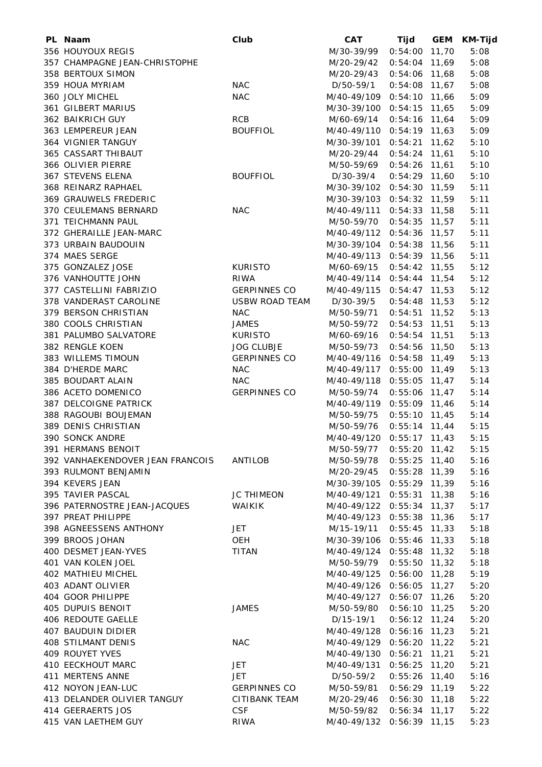| PL | Naam | Club | CAT | Tijd | GEM | KM-Tijd |
|---|---|---|---|---|---|---|
| 356 | HOUYOUX REGIS | | M/30-39/99 | 0:54:00 | 11,70 | 5:08 |
| 357 | CHAMPAGNE JEAN-CHRISTOPHE | | M/20-29/42 | 0:54:04 | 11,69 | 5:08 |
| 358 | BERTOUX SIMON | | M/20-29/43 | 0:54:06 | 11,68 | 5:08 |
| 359 | HOUA MYRIAM | NAC | D/50-59/1 | 0:54:08 | 11,67 | 5:08 |
| 360 | JOLY MICHEL | NAC | M/40-49/109 | 0:54:10 | 11,66 | 5:09 |
| 361 | GILBERT MARIUS | | M/30-39/100 | 0:54:15 | 11,65 | 5:09 |
| 362 | BAIKRICH GUY | RCB | M/60-69/14 | 0:54:16 | 11,64 | 5:09 |
| 363 | LEMPEREUR JEAN | BOUFFIOL | M/40-49/110 | 0:54:19 | 11,63 | 5:09 |
| 364 | VIGNIER TANGUY | | M/30-39/101 | 0:54:21 | 11,62 | 5:10 |
| 365 | CASSART THIBAUT | | M/20-29/44 | 0:54:24 | 11,61 | 5:10 |
| 366 | OLIVIER PIERRE | | M/50-59/69 | 0:54:26 | 11,61 | 5:10 |
| 367 | STEVENS ELENA | BOUFFIOL | D/30-39/4 | 0:54:29 | 11,60 | 5:10 |
| 368 | REINARZ RAPHAEL | | M/30-39/102 | 0:54:30 | 11,59 | 5:11 |
| 369 | GRAUWELS FREDERIC | | M/30-39/103 | 0:54:32 | 11,59 | 5:11 |
| 370 | CEULEMANS BERNARD | NAC | M/40-49/111 | 0:54:33 | 11,58 | 5:11 |
| 371 | TEICHMANN PAUL | | M/50-59/70 | 0:54:35 | 11,57 | 5:11 |
| 372 | GHERAILLE JEAN-MARC | | M/40-49/112 | 0:54:36 | 11,57 | 5:11 |
| 373 | URBAIN BAUDOUIN | | M/30-39/104 | 0:54:38 | 11,56 | 5:11 |
| 374 | MAES SERGE | | M/40-49/113 | 0:54:39 | 11,56 | 5:11 |
| 375 | GONZALEZ JOSE | KURISTO | M/60-69/15 | 0:54:42 | 11,55 | 5:12 |
| 376 | VANHOUTTE JOHN | RIWA | M/40-49/114 | 0:54:44 | 11,54 | 5:12 |
| 377 | CASTELLINI FABRIZIO | GERPINNES CO | M/40-49/115 | 0:54:47 | 11,53 | 5:12 |
| 378 | VANDERAST CAROLINE | USBW ROAD TEAM | D/30-39/5 | 0:54:48 | 11,53 | 5:12 |
| 379 | BERSON CHRISTIAN | NAC | M/50-59/71 | 0:54:51 | 11,52 | 5:13 |
| 380 | COOLS CHRISTIAN | JAMES | M/50-59/72 | 0:54:53 | 11,51 | 5:13 |
| 381 | PALUMBO SALVATORE | KURISTO | M/60-69/16 | 0:54:54 | 11,51 | 5:13 |
| 382 | RENGLE KOEN | JOG CLUBJE | M/50-59/73 | 0:54:56 | 11,50 | 5:13 |
| 383 | WILLEMS TIMOUN | GERPINNES CO | M/40-49/116 | 0:54:58 | 11,49 | 5:13 |
| 384 | D'HERDE MARC | NAC | M/40-49/117 | 0:55:00 | 11,49 | 5:13 |
| 385 | BOUDART ALAIN | NAC | M/40-49/118 | 0:55:05 | 11,47 | 5:14 |
| 386 | ACETO DOMENICO | GERPINNES CO | M/50-59/74 | 0:55:06 | 11,47 | 5:14 |
| 387 | DELCOIGNE PATRICK | | M/40-49/119 | 0:55:09 | 11,46 | 5:14 |
| 388 | RAGOUBI BOUJEMAN | | M/50-59/75 | 0:55:10 | 11,45 | 5:14 |
| 389 | DENIS CHRISTIAN | | M/50-59/76 | 0:55:14 | 11,44 | 5:15 |
| 390 | SONCK ANDRE | | M/40-49/120 | 0:55:17 | 11,43 | 5:15 |
| 391 | HERMANS BENOIT | | M/50-59/77 | 0:55:20 | 11,42 | 5:15 |
| 392 | VANHAEKENDOVER JEAN FRANCOIS | ANTILOB | M/50-59/78 | 0:55:25 | 11,40 | 5:16 |
| 393 | RULMONT BENJAMIN | | M/20-29/45 | 0:55:28 | 11,39 | 5:16 |
| 394 | KEVERS JEAN | | M/30-39/105 | 0:55:29 | 11,39 | 5:16 |
| 395 | TAVIER PASCAL | JC THIMEON | M/40-49/121 | 0:55:31 | 11,38 | 5:16 |
| 396 | PATERNOSTRE JEAN-JACQUES | WAIKIK | M/40-49/122 | 0:55:34 | 11,37 | 5:17 |
| 397 | PREAT PHILIPPE | | M/40-49/123 | 0:55:38 | 11,36 | 5:17 |
| 398 | AGNEESSENS ANTHONY | JET | M/15-19/11 | 0:55:45 | 11,33 | 5:18 |
| 399 | BROOS JOHAN | OEH | M/30-39/106 | 0:55:46 | 11,33 | 5:18 |
| 400 | DESMET JEAN-YVES | TITAN | M/40-49/124 | 0:55:48 | 11,32 | 5:18 |
| 401 | VAN KOLEN JOEL | | M/50-59/79 | 0:55:50 | 11,32 | 5:18 |
| 402 | MATHIEU MICHEL | | M/40-49/125 | 0:56:00 | 11,28 | 5:19 |
| 403 | ADANT OLIVIER | | M/40-49/126 | 0:56:05 | 11,27 | 5:20 |
| 404 | GOOR PHILIPPE | | M/40-49/127 | 0:56:07 | 11,26 | 5:20 |
| 405 | DUPUIS BENOIT | JAMES | M/50-59/80 | 0:56:10 | 11,25 | 5:20 |
| 406 | REDOUTE GAELLE | | D/15-19/1 | 0:56:12 | 11,24 | 5:20 |
| 407 | BAUDUIN DIDIER | | M/40-49/128 | 0:56:16 | 11,23 | 5:21 |
| 408 | STILMANT DENIS | NAC | M/40-49/129 | 0:56:20 | 11,22 | 5:21 |
| 409 | ROUYET YVES | | M/40-49/130 | 0:56:21 | 11,21 | 5:21 |
| 410 | EECKHOUT MARC | JET | M/40-49/131 | 0:56:25 | 11,20 | 5:21 |
| 411 | MERTENS ANNE | JET | D/50-59/2 | 0:55:26 | 11,40 | 5:16 |
| 412 | NOYON JEAN-LUC | GERPINNES CO | M/50-59/81 | 0:56:29 | 11,19 | 5:22 |
| 413 | DELANDER OLIVIER TANGUY | CITIBANK TEAM | M/20-29/46 | 0:56:30 | 11,18 | 5:22 |
| 414 | GEERAERTS JOS | CSF | M/50-59/82 | 0:56:34 | 11,17 | 5:22 |
| 415 | VAN LAETHEM GUY | RIWA | M/40-49/132 | 0:56:39 | 11,15 | 5:23 |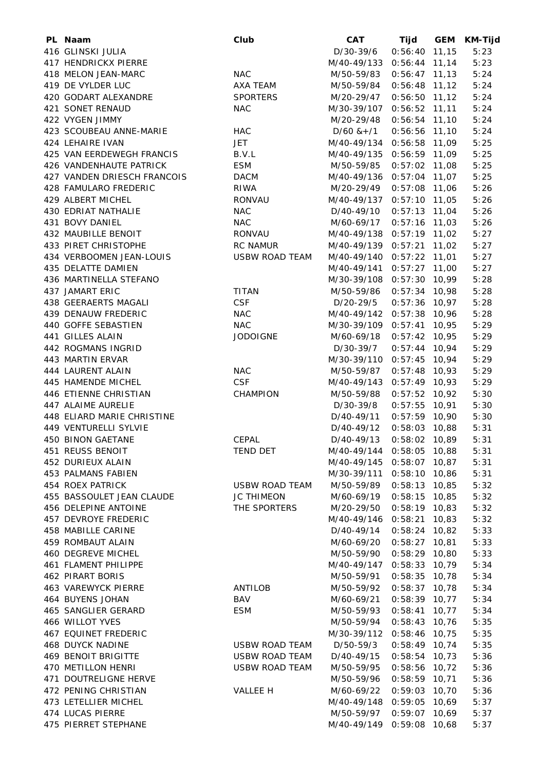| PL | Naam | Club | CAT | Tijd | GEM | KM-Tijd |
|---|---|---|---|---|---|---|
| 416 | GLINSKI JULIA | | D/30-39/6 | 0:56:40 | 11,15 | 5:23 |
| 417 | HENDRICKX PIERRE | | M/40-49/133 | 0:56:44 | 11,14 | 5:23 |
| 418 | MELON JEAN-MARC | NAC | M/50-59/83 | 0:56:47 | 11,13 | 5:24 |
| 419 | DE VYLDER LUC | AXA TEAM | M/50-59/84 | 0:56:48 | 11,12 | 5:24 |
| 420 | GODART ALEXANDRE | SPORTERS | M/20-29/47 | 0:56:50 | 11,12 | 5:24 |
| 421 | SONET RENAUD | NAC | M/30-39/107 | 0:56:52 | 11,11 | 5:24 |
| 422 | VYGEN JIMMY | | M/20-29/48 | 0:56:54 | 11,10 | 5:24 |
| 423 | SCOUBEAU ANNE-MARIE | HAC | D/60 &+/1 | 0:56:56 | 11,10 | 5:24 |
| 424 | LEHAIRE IVAN | JET | M/40-49/134 | 0:56:58 | 11,09 | 5:25 |
| 425 | VAN EERDEWEGH FRANCIS | B.V.L | M/40-49/135 | 0:56:59 | 11,09 | 5:25 |
| 426 | VANDENHAUTE PATRICK | ESM | M/50-59/85 | 0:57:02 | 11,08 | 5:25 |
| 427 | VANDEN DRIESCH FRANCOIS | DACM | M/40-49/136 | 0:57:04 | 11,07 | 5:25 |
| 428 | FAMULARO FREDERIC | RIWA | M/20-29/49 | 0:57:08 | 11,06 | 5:26 |
| 429 | ALBERT MICHEL | RONVAU | M/40-49/137 | 0:57:10 | 11,05 | 5:26 |
| 430 | EDRIAT NATHALIE | NAC | D/40-49/10 | 0:57:13 | 11,04 | 5:26 |
| 431 | BOVY DANIEL | NAC | M/60-69/17 | 0:57:16 | 11,03 | 5:26 |
| 432 | MAUBILLE BENOIT | RONVAU | M/40-49/138 | 0:57:19 | 11,02 | 5:27 |
| 433 | PIRET CHRISTOPHE | RC NAMUR | M/40-49/139 | 0:57:21 | 11,02 | 5:27 |
| 434 | VERBOOMEN JEAN-LOUIS | USBW ROAD TEAM | M/40-49/140 | 0:57:22 | 11,01 | 5:27 |
| 435 | DELATTE DAMIEN | | M/40-49/141 | 0:57:27 | 11,00 | 5:27 |
| 436 | MARTINELLA STEFANO | | M/30-39/108 | 0:57:30 | 10,99 | 5:28 |
| 437 | JAMART ERIC | TITAN | M/50-59/86 | 0:57:34 | 10,98 | 5:28 |
| 438 | GEERAERTS MAGALI | CSF | D/20-29/5 | 0:57:36 | 10,97 | 5:28 |
| 439 | DENAUW FREDERIC | NAC | M/40-49/142 | 0:57:38 | 10,96 | 5:28 |
| 440 | GOFFE SEBASTIEN | NAC | M/30-39/109 | 0:57:41 | 10,95 | 5:29 |
| 441 | GILLES ALAIN | JODOIGNE | M/60-69/18 | 0:57:42 | 10,95 | 5:29 |
| 442 | ROGMANS INGRID | | D/30-39/7 | 0:57:44 | 10,94 | 5:29 |
| 443 | MARTIN ERVAR | | M/30-39/110 | 0:57:45 | 10,94 | 5:29 |
| 444 | LAURENT ALAIN | NAC | M/50-59/87 | 0:57:48 | 10,93 | 5:29 |
| 445 | HAMENDE MICHEL | CSF | M/40-49/143 | 0:57:49 | 10,93 | 5:29 |
| 446 | ETIENNE CHRISTIAN | CHAMPION | M/50-59/88 | 0:57:52 | 10,92 | 5:30 |
| 447 | ALAIME AURELIE | | D/30-39/8 | 0:57:55 | 10,91 | 5:30 |
| 448 | ELIARD MARIE CHRISTINE | | D/40-49/11 | 0:57:59 | 10,90 | 5:30 |
| 449 | VENTURELLI SYLVIE | | D/40-49/12 | 0:58:03 | 10,88 | 5:31 |
| 450 | BINON GAETANE | CEPAL | D/40-49/13 | 0:58:02 | 10,89 | 5:31 |
| 451 | REUSS BENOIT | TEND DET | M/40-49/144 | 0:58:05 | 10,88 | 5:31 |
| 452 | DURIEUX ALAIN | | M/40-49/145 | 0:58:07 | 10,87 | 5:31 |
| 453 | PALMANS FABIEN | | M/30-39/111 | 0:58:10 | 10,86 | 5:31 |
| 454 | ROEX PATRICK | USBW ROAD TEAM | M/50-59/89 | 0:58:13 | 10,85 | 5:32 |
| 455 | BASSOULET JEAN CLAUDE | JC THIMEON | M/60-69/19 | 0:58:15 | 10,85 | 5:32 |
| 456 | DELEPINE ANTOINE | THE SPORTERS | M/20-29/50 | 0:58:19 | 10,83 | 5:32 |
| 457 | DEVROYE FREDERIC | | M/40-49/146 | 0:58:21 | 10,83 | 5:32 |
| 458 | MABILLE CARINE | | D/40-49/14 | 0:58:24 | 10,82 | 5:33 |
| 459 | ROMBAUT ALAIN | | M/60-69/20 | 0:58:27 | 10,81 | 5:33 |
| 460 | DEGREVE MICHEL | | M/50-59/90 | 0:58:29 | 10,80 | 5:33 |
| 461 | FLAMENT PHILIPPE | | M/40-49/147 | 0:58:33 | 10,79 | 5:34 |
| 462 | PIRART BORIS | | M/50-59/91 | 0:58:35 | 10,78 | 5:34 |
| 463 | VAREWYCK PIERRE | ANTILOB | M/50-59/92 | 0:58:37 | 10,78 | 5:34 |
| 464 | BUYENS JOHAN | BAV | M/60-69/21 | 0:58:39 | 10,77 | 5:34 |
| 465 | SANGLIER GERARD | ESM | M/50-59/93 | 0:58:41 | 10,77 | 5:34 |
| 466 | WILLOT YVES | | M/50-59/94 | 0:58:43 | 10,76 | 5:35 |
| 467 | EQUINET FREDERIC | | M/30-39/112 | 0:58:46 | 10,75 | 5:35 |
| 468 | DUYCK NADINE | USBW ROAD TEAM | D/50-59/3 | 0:58:49 | 10,74 | 5:35 |
| 469 | BENOIT BRIGITTE | USBW ROAD TEAM | D/40-49/15 | 0:58:54 | 10,73 | 5:36 |
| 470 | METILLON HENRI | USBW ROAD TEAM | M/50-59/95 | 0:58:56 | 10,72 | 5:36 |
| 471 | DOUTRELIGNE HERVE | | M/50-59/96 | 0:58:59 | 10,71 | 5:36 |
| 472 | PENING CHRISTIAN | VALLEE H | M/60-69/22 | 0:59:03 | 10,70 | 5:36 |
| 473 | LETELLIER MICHEL | | M/40-49/148 | 0:59:05 | 10,69 | 5:37 |
| 474 | LUCAS PIERRE | | M/50-59/97 | 0:59:07 | 10,69 | 5:37 |
| 475 | PIERRET STEPHANE | | M/40-49/149 | 0:59:08 | 10,68 | 5:37 |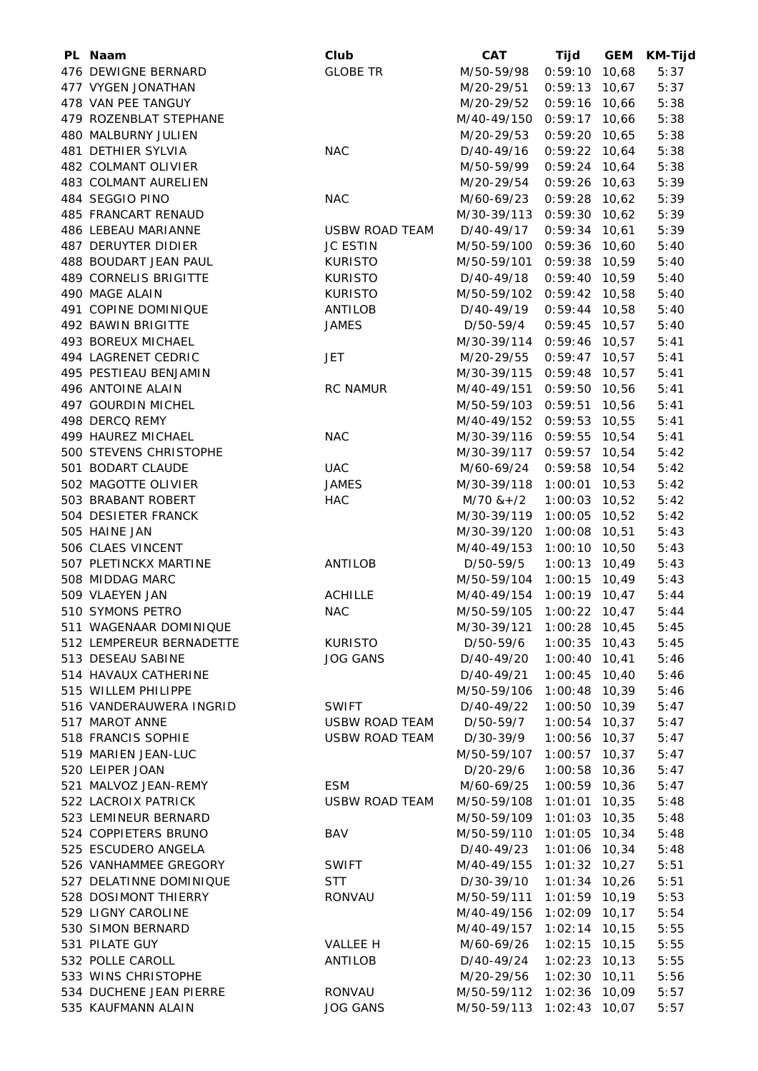| PL | Naam | Club | CAT | Tijd | GEM | KM-Tijd |
|---|---|---|---|---|---|---|
| 476 | DEWIGNE BERNARD | GLOBE TR | M/50-59/98 | 0:59:10 | 10,68 | 5:37 |
| 477 | VYGEN JONATHAN | | M/20-29/51 | 0:59:13 | 10,67 | 5:37 |
| 478 | VAN PEE TANGUY | | M/20-29/52 | 0:59:16 | 10,66 | 5:38 |
| 479 | ROZENBLAT STEPHANE | | M/40-49/150 | 0:59:17 | 10,66 | 5:38 |
| 480 | MALBURNY JULIEN | | M/20-29/53 | 0:59:20 | 10,65 | 5:38 |
| 481 | DETHIER SYLVIA | NAC | D/40-49/16 | 0:59:22 | 10,64 | 5:38 |
| 482 | COLMANT OLIVIER | | M/50-59/99 | 0:59:24 | 10,64 | 5:38 |
| 483 | COLMANT AURELIEN | | M/20-29/54 | 0:59:26 | 10,63 | 5:39 |
| 484 | SEGGIO PINO | NAC | M/60-69/23 | 0:59:28 | 10,62 | 5:39 |
| 485 | FRANCART RENAUD | | M/30-39/113 | 0:59:30 | 10,62 | 5:39 |
| 486 | LEBEAU MARIANNE | USBW ROAD TEAM | D/40-49/17 | 0:59:34 | 10,61 | 5:39 |
| 487 | DERUYTER DIDIER | JC ESTIN | M/50-59/100 | 0:59:36 | 10,60 | 5:40 |
| 488 | BOUDART JEAN PAUL | KURISTO | M/50-59/101 | 0:59:38 | 10,59 | 5:40 |
| 489 | CORNELIS BRIGITTE | KURISTO | D/40-49/18 | 0:59:40 | 10,59 | 5:40 |
| 490 | MAGE ALAIN | KURISTO | M/50-59/102 | 0:59:42 | 10,58 | 5:40 |
| 491 | COPINE DOMINIQUE | ANTILOB | D/40-49/19 | 0:59:44 | 10,58 | 5:40 |
| 492 | BAWIN BRIGITTE | JAMES | D/50-59/4 | 0:59:45 | 10,57 | 5:40 |
| 493 | BOREUX MICHAEL | | M/30-39/114 | 0:59:46 | 10,57 | 5:41 |
| 494 | LAGRENET CEDRIC | JET | M/20-29/55 | 0:59:47 | 10,57 | 5:41 |
| 495 | PESTIEAU BENJAMIN | | M/30-39/115 | 0:59:48 | 10,57 | 5:41 |
| 496 | ANTOINE ALAIN | RC NAMUR | M/40-49/151 | 0:59:50 | 10,56 | 5:41 |
| 497 | GOURDIN MICHEL | | M/50-59/103 | 0:59:51 | 10,56 | 5:41 |
| 498 | DERCQ REMY | | M/40-49/152 | 0:59:53 | 10,55 | 5:41 |
| 499 | HAUREZ MICHAEL | NAC | M/30-39/116 | 0:59:55 | 10,54 | 5:41 |
| 500 | STEVENS CHRISTOPHE | | M/30-39/117 | 0:59:57 | 10,54 | 5:42 |
| 501 | BODART CLAUDE | UAC | M/60-69/24 | 0:59:58 | 10,54 | 5:42 |
| 502 | MAGOTTE OLIVIER | JAMES | M/30-39/118 | 1:00:01 | 10,53 | 5:42 |
| 503 | BRABANT ROBERT | HAC | M/70 &+/2 | 1:00:03 | 10,52 | 5:42 |
| 504 | DESIETER FRANCK | | M/30-39/119 | 1:00:05 | 10,52 | 5:42 |
| 505 | HAINE JAN | | M/30-39/120 | 1:00:08 | 10,51 | 5:43 |
| 506 | CLAES VINCENT | | M/40-49/153 | 1:00:10 | 10,50 | 5:43 |
| 507 | PLETINCKX MARTINE | ANTILOB | D/50-59/5 | 1:00:13 | 10,49 | 5:43 |
| 508 | MIDDAG MARC | | M/50-59/104 | 1:00:15 | 10,49 | 5:43 |
| 509 | VLAEYEN JAN | ACHILLE | M/40-49/154 | 1:00:19 | 10,47 | 5:44 |
| 510 | SYMONS PETRO | NAC | M/50-59/105 | 1:00:22 | 10,47 | 5:44 |
| 511 | WAGENAAR DOMINIQUE | | M/30-39/121 | 1:00:28 | 10,45 | 5:45 |
| 512 | LEMPEREUR BERNADETTE | KURISTO | D/50-59/6 | 1:00:35 | 10,43 | 5:45 |
| 513 | DESEAU SABINE | JOG GANS | D/40-49/20 | 1:00:40 | 10,41 | 5:46 |
| 514 | HAVAUX CATHERINE | | D/40-49/21 | 1:00:45 | 10,40 | 5:46 |
| 515 | WILLEM PHILIPPE | | M/50-59/106 | 1:00:48 | 10,39 | 5:46 |
| 516 | VANDERAUWERA INGRID | SWIFT | D/40-49/22 | 1:00:50 | 10,39 | 5:47 |
| 517 | MAROT ANNE | USBW ROAD TEAM | D/50-59/7 | 1:00:54 | 10,37 | 5:47 |
| 518 | FRANCIS SOPHIE | USBW ROAD TEAM | D/30-39/9 | 1:00:56 | 10,37 | 5:47 |
| 519 | MARIEN JEAN-LUC | | M/50-59/107 | 1:00:57 | 10,37 | 5:47 |
| 520 | LEIPER JOAN | | D/20-29/6 | 1:00:58 | 10,36 | 5:47 |
| 521 | MALVOZ JEAN-REMY | ESM | M/60-69/25 | 1:00:59 | 10,36 | 5:47 |
| 522 | LACROIX PATRICK | USBW ROAD TEAM | M/50-59/108 | 1:01:01 | 10,35 | 5:48 |
| 523 | LEMINEUR BERNARD | | M/50-59/109 | 1:01:03 | 10,35 | 5:48 |
| 524 | COPPIETERS BRUNO | BAV | M/50-59/110 | 1:01:05 | 10,34 | 5:48 |
| 525 | ESCUDERO ANGELA | | D/40-49/23 | 1:01:06 | 10,34 | 5:48 |
| 526 | VANHAMMEE GREGORY | SWIFT | M/40-49/155 | 1:01:32 | 10,27 | 5:51 |
| 527 | DELATINNE DOMINIQUE | STT | D/30-39/10 | 1:01:34 | 10,26 | 5:51 |
| 528 | DOSIMONT THIERRY | RONVAU | M/50-59/111 | 1:01:59 | 10,19 | 5:53 |
| 529 | LIGNY CAROLINE | | M/40-49/156 | 1:02:09 | 10,17 | 5:54 |
| 530 | SIMON BERNARD | | M/40-49/157 | 1:02:14 | 10,15 | 5:55 |
| 531 | PILATE GUY | VALLEE H | M/60-69/26 | 1:02:15 | 10,15 | 5:55 |
| 532 | POLLE CAROLL | ANTILOB | D/40-49/24 | 1:02:23 | 10,13 | 5:55 |
| 533 | WINS CHRISTOPHE | | M/20-29/56 | 1:02:30 | 10,11 | 5:56 |
| 534 | DUCHENE JEAN PIERRE | RONVAU | M/50-59/112 | 1:02:36 | 10,09 | 5:57 |
| 535 | KAUFMANN ALAIN | JOG GANS | M/50-59/113 | 1:02:43 | 10,07 | 5:57 |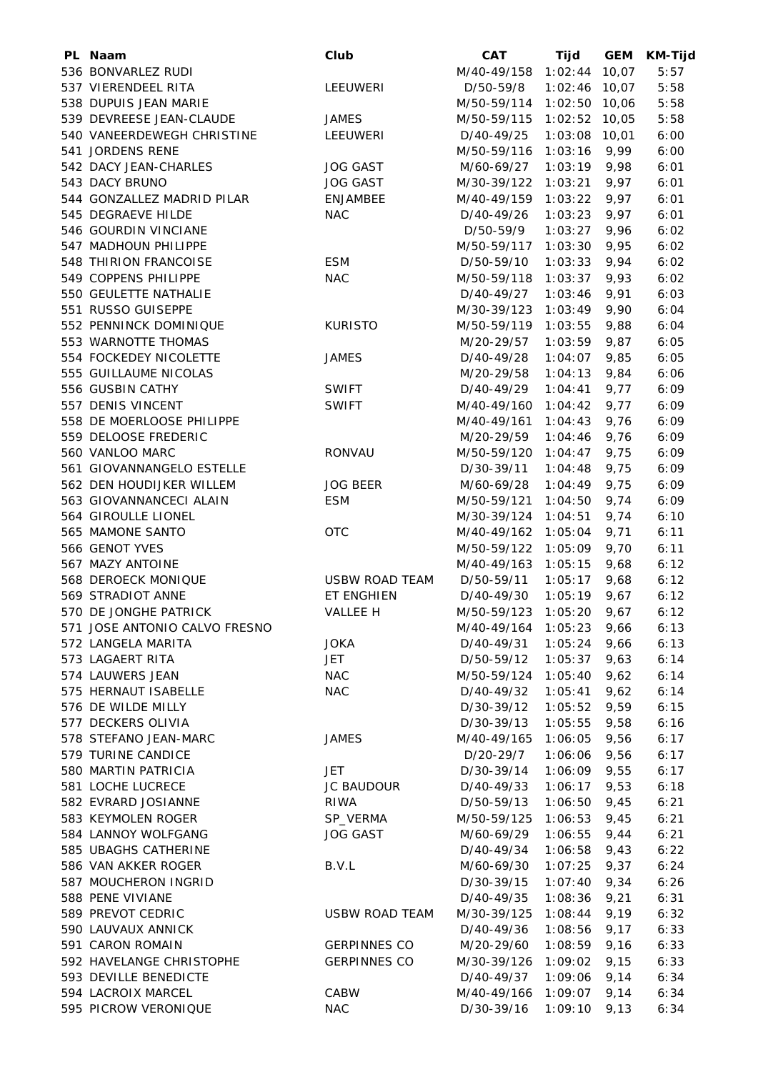| PL | Naam | Club | CAT | Tijd | GEM | KM-Tijd |
|---|---|---|---|---|---|---|
| 536 | BONVARLEZ RUDI | | M/40-49/158 | 1:02:44 | 10,07 | 5:57 |
| 537 | VIERENDEEL RITA | LEEUWERI | D/50-59/8 | 1:02:46 | 10,07 | 5:58 |
| 538 | DUPUIS JEAN MARIE | | M/50-59/114 | 1:02:50 | 10,06 | 5:58 |
| 539 | DEVREESE JEAN-CLAUDE | JAMES | M/50-59/115 | 1:02:52 | 10,05 | 5:58 |
| 540 | VANEERDEWEGH CHRISTINE | LEEUWERI | D/40-49/25 | 1:03:08 | 10,01 | 6:00 |
| 541 | JORDENS RENE | | M/50-59/116 | 1:03:16 | 9,99 | 6:00 |
| 542 | DACY JEAN-CHARLES | JOG GAST | M/60-69/27 | 1:03:19 | 9,98 | 6:01 |
| 543 | DACY BRUNO | JOG GAST | M/30-39/122 | 1:03:21 | 9,97 | 6:01 |
| 544 | GONZALLEZ MADRID PILAR | ENJAMBEE | M/40-49/159 | 1:03:22 | 9,97 | 6:01 |
| 545 | DEGRAEVE HILDE | NAC | D/40-49/26 | 1:03:23 | 9,97 | 6:01 |
| 546 | GOURDIN VINCIANE | | D/50-59/9 | 1:03:27 | 9,96 | 6:02 |
| 547 | MADHOUN PHILIPPE | | M/50-59/117 | 1:03:30 | 9,95 | 6:02 |
| 548 | THIRION FRANCOISE | ESM | D/50-59/10 | 1:03:33 | 9,94 | 6:02 |
| 549 | COPPENS PHILIPPE | NAC | M/50-59/118 | 1:03:37 | 9,93 | 6:02 |
| 550 | GEULETTE NATHALIE | | D/40-49/27 | 1:03:46 | 9,91 | 6:03 |
| 551 | RUSSO GUISEPPE | | M/30-39/123 | 1:03:49 | 9,90 | 6:04 |
| 552 | PENNINCK DOMINIQUE | KURISTO | M/50-59/119 | 1:03:55 | 9,88 | 6:04 |
| 553 | WARNOTTE THOMAS | | M/20-29/57 | 1:03:59 | 9,87 | 6:05 |
| 554 | FOCKEDEY NICOLETTE | JAMES | D/40-49/28 | 1:04:07 | 9,85 | 6:05 |
| 555 | GUILLAUME NICOLAS | | M/20-29/58 | 1:04:13 | 9,84 | 6:06 |
| 556 | GUSBIN CATHY | SWIFT | D/40-49/29 | 1:04:41 | 9,77 | 6:09 |
| 557 | DENIS VINCENT | SWIFT | M/40-49/160 | 1:04:42 | 9,77 | 6:09 |
| 558 | DE MOERLOOSE PHILIPPE | | M/40-49/161 | 1:04:43 | 9,76 | 6:09 |
| 559 | DELOOSE FREDERIC | | M/20-29/59 | 1:04:46 | 9,76 | 6:09 |
| 560 | VANLOO MARC | RONVAU | M/50-59/120 | 1:04:47 | 9,75 | 6:09 |
| 561 | GIOVANNANGELO ESTELLE | | D/30-39/11 | 1:04:48 | 9,75 | 6:09 |
| 562 | DEN HOUDIJKER WILLEM | JOG BEER | M/60-69/28 | 1:04:49 | 9,75 | 6:09 |
| 563 | GIOVANNANCECI ALAIN | ESM | M/50-59/121 | 1:04:50 | 9,74 | 6:09 |
| 564 | GIROULLE LIONEL | | M/30-39/124 | 1:04:51 | 9,74 | 6:10 |
| 565 | MAMONE SANTO | OTC | M/40-49/162 | 1:05:04 | 9,71 | 6:11 |
| 566 | GENOT YVES | | M/50-59/122 | 1:05:09 | 9,70 | 6:11 |
| 567 | MAZY ANTOINE | | M/40-49/163 | 1:05:15 | 9,68 | 6:12 |
| 568 | DEROECK MONIQUE | USBW ROAD TEAM | D/50-59/11 | 1:05:17 | 9,68 | 6:12 |
| 569 | STRADIOT ANNE | ET ENGHIEN | D/40-49/30 | 1:05:19 | 9,67 | 6:12 |
| 570 | DE JONGHE PATRICK | VALLEE H | M/50-59/123 | 1:05:20 | 9,67 | 6:12 |
| 571 | JOSE ANTONIO CALVO FRESNO | | M/40-49/164 | 1:05:23 | 9,66 | 6:13 |
| 572 | LANGELA MARITA | JOKA | D/40-49/31 | 1:05:24 | 9,66 | 6:13 |
| 573 | LAGAERT RITA | JET | D/50-59/12 | 1:05:37 | 9,63 | 6:14 |
| 574 | LAUWERS JEAN | NAC | M/50-59/124 | 1:05:40 | 9,62 | 6:14 |
| 575 | HERNAUT ISABELLE | NAC | D/40-49/32 | 1:05:41 | 9,62 | 6:14 |
| 576 | DE WILDE MILLY | | D/30-39/12 | 1:05:52 | 9,59 | 6:15 |
| 577 | DECKERS OLIVIA | | D/30-39/13 | 1:05:55 | 9,58 | 6:16 |
| 578 | STEFANO JEAN-MARC | JAMES | M/40-49/165 | 1:06:05 | 9,56 | 6:17 |
| 579 | TURINE CANDICE | | D/20-29/7 | 1:06:06 | 9,56 | 6:17 |
| 580 | MARTIN PATRICIA | JET | D/30-39/14 | 1:06:09 | 9,55 | 6:17 |
| 581 | LOCHE LUCRECE | JC BAUDOUR | D/40-49/33 | 1:06:17 | 9,53 | 6:18 |
| 582 | EVRARD JOSIANNE | RIWA | D/50-59/13 | 1:06:50 | 9,45 | 6:21 |
| 583 | KEYMOLEN ROGER | SP_VERMA | M/50-59/125 | 1:06:53 | 9,45 | 6:21 |
| 584 | LANNOY WOLFGANG | JOG GAST | M/60-69/29 | 1:06:55 | 9,44 | 6:21 |
| 585 | UBAGHS CATHERINE | | D/40-49/34 | 1:06:58 | 9,43 | 6:22 |
| 586 | VAN AKKER ROGER | B.V.L | M/60-69/30 | 1:07:25 | 9,37 | 6:24 |
| 587 | MOUCHERON INGRID | | D/30-39/15 | 1:07:40 | 9,34 | 6:26 |
| 588 | PENE VIVIANE | | D/40-49/35 | 1:08:36 | 9,21 | 6:31 |
| 589 | PREVOT CEDRIC | USBW ROAD TEAM | M/30-39/125 | 1:08:44 | 9,19 | 6:32 |
| 590 | LAUVAUX ANNICK | | D/40-49/36 | 1:08:56 | 9,17 | 6:33 |
| 591 | CARON ROMAIN | GERPINNES CO | M/20-29/60 | 1:08:59 | 9,16 | 6:33 |
| 592 | HAVELANGE CHRISTOPHE | GERPINNES CO | M/30-39/126 | 1:09:02 | 9,15 | 6:33 |
| 593 | DEVILLE BENEDICTE | | D/40-49/37 | 1:09:06 | 9,14 | 6:34 |
| 594 | LACROIX MARCEL | CABW | M/40-49/166 | 1:09:07 | 9,14 | 6:34 |
| 595 | PICROW VERONIQUE | NAC | D/30-39/16 | 1:09:10 | 9,13 | 6:34 |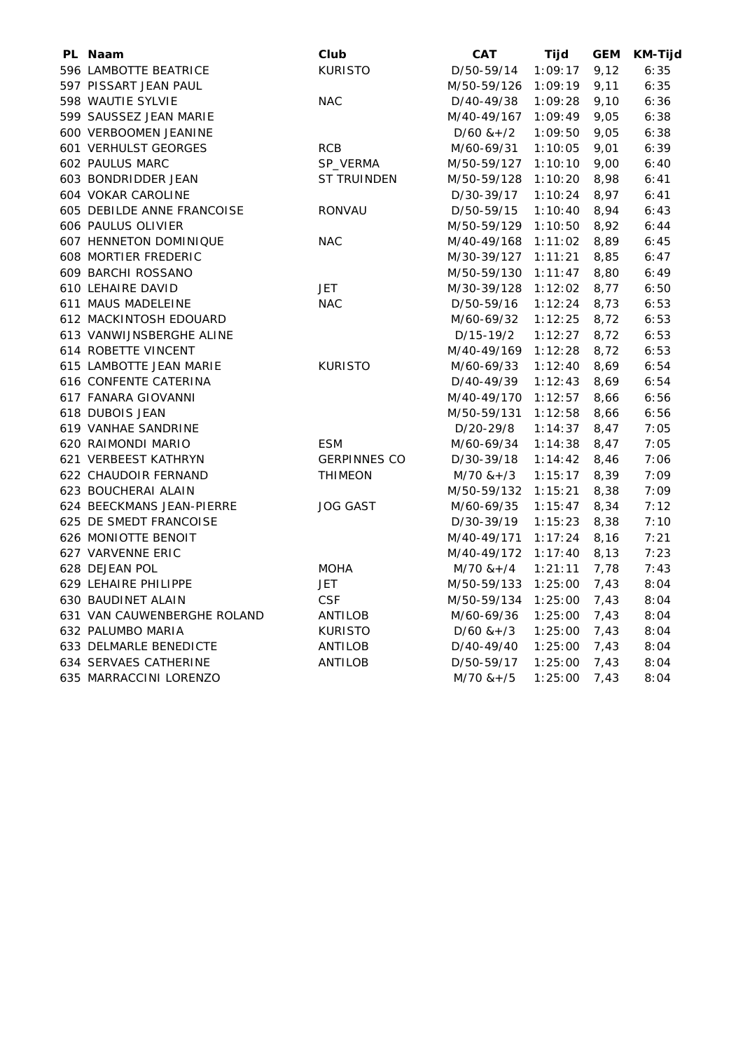| PL | Naam | Club | CAT | Tijd | GEM | KM-Tijd |
|---|---|---|---|---|---|---|
| 596 | LAMBOTTE BEATRICE | KURISTO | D/50-59/14 | 1:09:17 | 9,12 | 6:35 |
| 597 | PISSART JEAN PAUL | | M/50-59/126 | 1:09:19 | 9,11 | 6:35 |
| 598 | WAUTIE SYLVIE | NAC | D/40-49/38 | 1:09:28 | 9,10 | 6:36 |
| 599 | SAUSSEZ JEAN MARIE | | M/40-49/167 | 1:09:49 | 9,05 | 6:38 |
| 600 | VERBOOMEN JEANINE | | D/60 &+/2 | 1:09:50 | 9,05 | 6:38 |
| 601 | VERHULST GEORGES | RCB | M/60-69/31 | 1:10:05 | 9,01 | 6:39 |
| 602 | PAULUS MARC | SP_VERMA | M/50-59/127 | 1:10:10 | 9,00 | 6:40 |
| 603 | BONDRIDDER JEAN | ST TRUINDEN | M/50-59/128 | 1:10:20 | 8,98 | 6:41 |
| 604 | VOKAR CAROLINE | | D/30-39/17 | 1:10:24 | 8,97 | 6:41 |
| 605 | DEBILDE ANNE FRANCOISE | RONVAU | D/50-59/15 | 1:10:40 | 8,94 | 6:43 |
| 606 | PAULUS OLIVIER | | M/50-59/129 | 1:10:50 | 8,92 | 6:44 |
| 607 | HENNETON DOMINIQUE | NAC | M/40-49/168 | 1:11:02 | 8,89 | 6:45 |
| 608 | MORTIER FREDERIC | | M/30-39/127 | 1:11:21 | 8,85 | 6:47 |
| 609 | BARCHI ROSSANO | | M/50-59/130 | 1:11:47 | 8,80 | 6:49 |
| 610 | LEHAIRE DAVID | JET | M/30-39/128 | 1:12:02 | 8,77 | 6:50 |
| 611 | MAUS MADELEINE | NAC | D/50-59/16 | 1:12:24 | 8,73 | 6:53 |
| 612 | MACKINTOSH EDOUARD | | M/60-69/32 | 1:12:25 | 8,72 | 6:53 |
| 613 | VANWIJNSBERGHE ALINE | | D/15-19/2 | 1:12:27 | 8,72 | 6:53 |
| 614 | ROBETTE VINCENT | | M/40-49/169 | 1:12:28 | 8,72 | 6:53 |
| 615 | LAMBOTTE JEAN MARIE | KURISTO | M/60-69/33 | 1:12:40 | 8,69 | 6:54 |
| 616 | CONFENTE CATERINA | | D/40-49/39 | 1:12:43 | 8,69 | 6:54 |
| 617 | FANARA GIOVANNI | | M/40-49/170 | 1:12:57 | 8,66 | 6:56 |
| 618 | DUBOIS JEAN | | M/50-59/131 | 1:12:58 | 8,66 | 6:56 |
| 619 | VANHAE SANDRINE | | D/20-29/8 | 1:14:37 | 8,47 | 7:05 |
| 620 | RAIMONDI MARIO | ESM | M/60-69/34 | 1:14:38 | 8,47 | 7:05 |
| 621 | VERBEEST KATHRYN | GERPINNES CO | D/30-39/18 | 1:14:42 | 8,46 | 7:06 |
| 622 | CHAUDOIR FERNAND | THIMEON | M/70 &+/3 | 1:15:17 | 8,39 | 7:09 |
| 623 | BOUCHERAI ALAIN | | M/50-59/132 | 1:15:21 | 8,38 | 7:09 |
| 624 | BEECKMANS JEAN-PIERRE | JOG GAST | M/60-69/35 | 1:15:47 | 8,34 | 7:12 |
| 625 | DE SMEDT FRANCOISE | | D/30-39/19 | 1:15:23 | 8,38 | 7:10 |
| 626 | MONIOTTE BENOIT | | M/40-49/171 | 1:17:24 | 8,16 | 7:21 |
| 627 | VARVENNE ERIC | | M/40-49/172 | 1:17:40 | 8,13 | 7:23 |
| 628 | DEJEAN POL | MOHA | M/70 &+/4 | 1:21:11 | 7,78 | 7:43 |
| 629 | LEHAIRE PHILIPPE | JET | M/50-59/133 | 1:25:00 | 7,43 | 8:04 |
| 630 | BAUDINET ALAIN | CSF | M/50-59/134 | 1:25:00 | 7,43 | 8:04 |
| 631 | VAN CAUWENBERGHE ROLAND | ANTILOB | M/60-69/36 | 1:25:00 | 7,43 | 8:04 |
| 632 | PALUMBO MARIA | KURISTO | D/60 &+/3 | 1:25:00 | 7,43 | 8:04 |
| 633 | DELMARLE BENEDICTE | ANTILOB | D/40-49/40 | 1:25:00 | 7,43 | 8:04 |
| 634 | SERVAES CATHERINE | ANTILOB | D/50-59/17 | 1:25:00 | 7,43 | 8:04 |
| 635 | MARRACCINI LORENZO | | M/70 &+/5 | 1:25:00 | 7,43 | 8:04 |